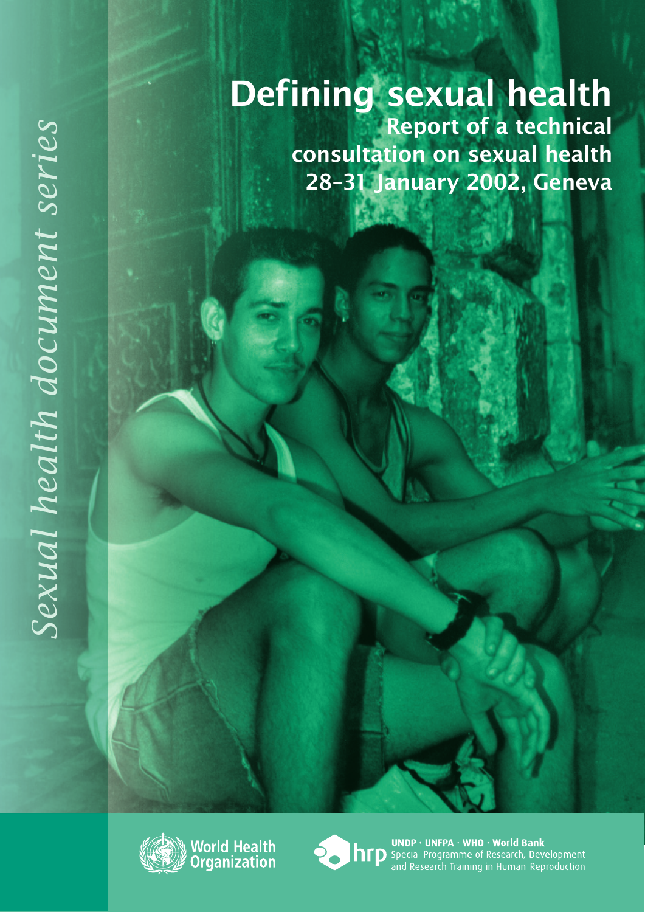*Sexual health document series*

# Defining sexual health

## Report of a technical consultation on sexual health 28–31 January 2002, Geneva

World Health Organization

hrp

UNDP · UNFPA · WHO · World Bank
Special Programme of Research, Development and Research Training in Human Reproduction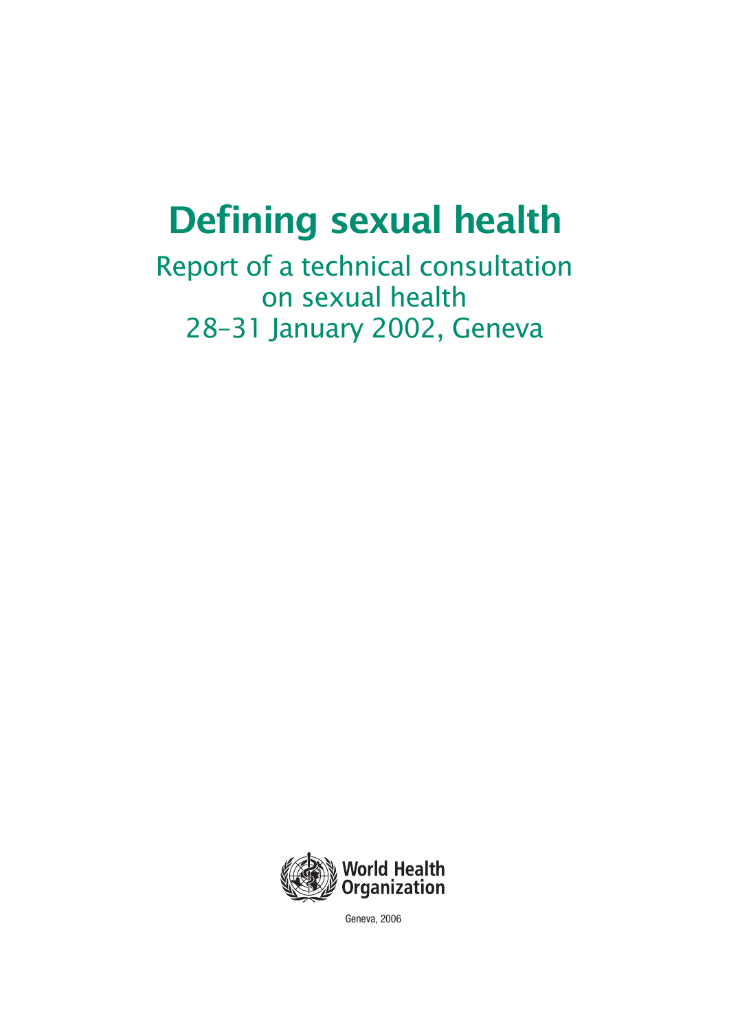# Defining sexual health

## Report of a technical consultation on sexual health 28–31 January 2002, Geneva

World Health Organization

Geneva, 2006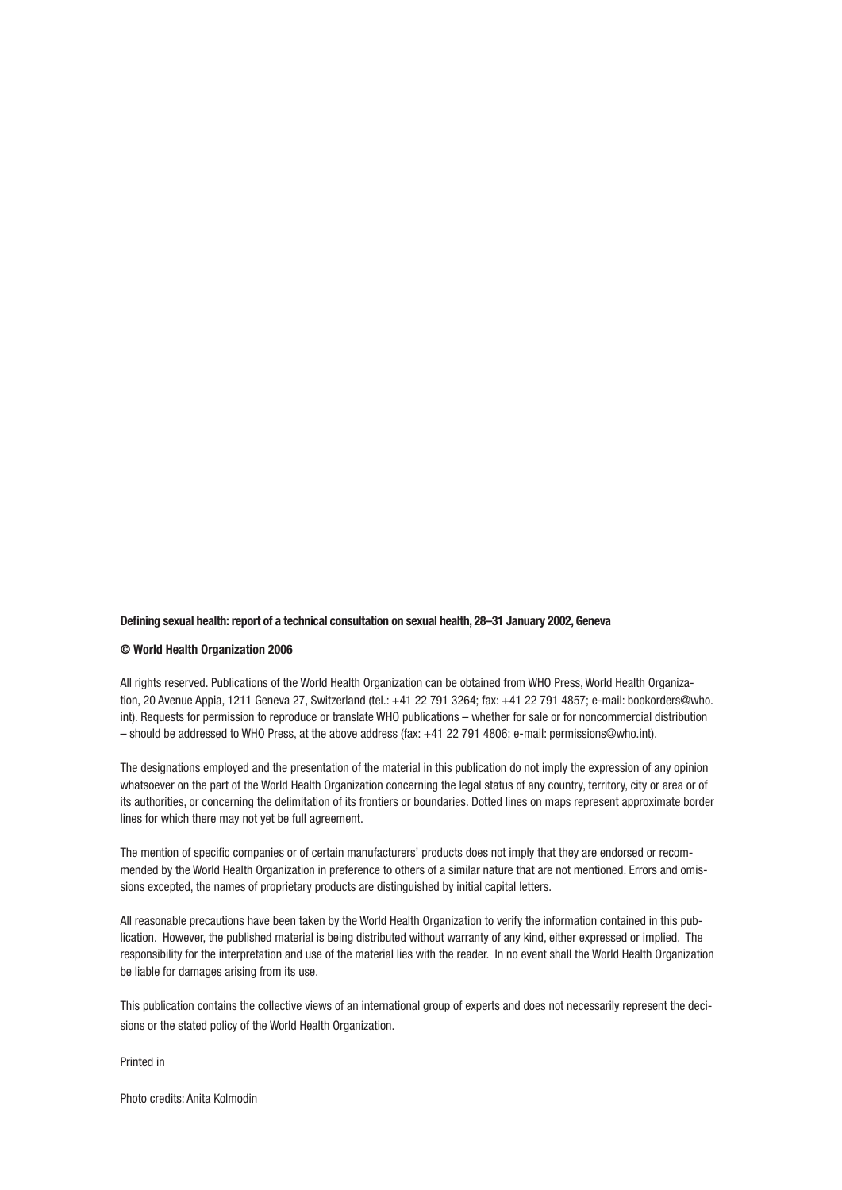**Defining sexual health: report of a technical consultation on sexual health, 28–31 January 2002, Geneva**

**© World Health Organization 2006**

All rights reserved. Publications of the World Health Organization can be obtained from WHO Press, World Health Organization, 20 Avenue Appia, 1211 Geneva 27, Switzerland (tel.: +41 22 791 3264; fax: +41 22 791 4857; e-mail: bookorders@who.int). Requests for permission to reproduce or translate WHO publications – whether for sale or for noncommercial distribution – should be addressed to WHO Press, at the above address (fax: +41 22 791 4806; e-mail: permissions@who.int).

The designations employed and the presentation of the material in this publication do not imply the expression of any opinion whatsoever on the part of the World Health Organization concerning the legal status of any country, territory, city or area or of its authorities, or concerning the delimitation of its frontiers or boundaries. Dotted lines on maps represent approximate border lines for which there may not yet be full agreement.

The mention of specific companies or of certain manufacturers' products does not imply that they are endorsed or recommended by the World Health Organization in preference to others of a similar nature that are not mentioned. Errors and omissions excepted, the names of proprietary products are distinguished by initial capital letters.

All reasonable precautions have been taken by the World Health Organization to verify the information contained in this publication. However, the published material is being distributed without warranty of any kind, either expressed or implied. The responsibility for the interpretation and use of the material lies with the reader. In no event shall the World Health Organization be liable for damages arising from its use.

This publication contains the collective views of an international group of experts and does not necessarily represent the decisions or the stated policy of the World Health Organization.

Printed in

Photo credits: Anita Kolmodin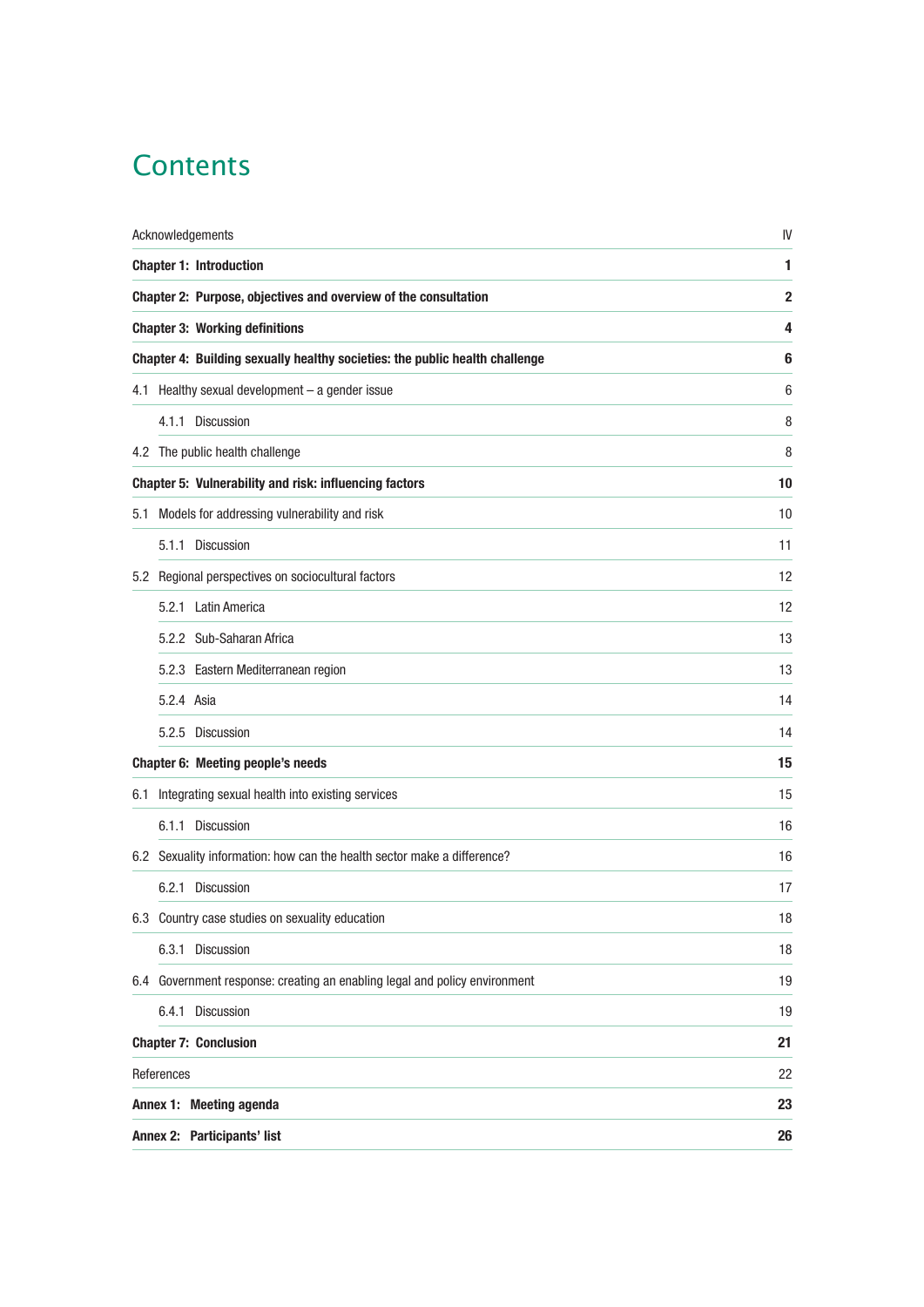# Contents

| | |
|---|---|
| Acknowledgements | IV |
| **Chapter 1: Introduction** | **1** |
| **Chapter 2: Purpose, objectives and overview of the consultation** | **2** |
| **Chapter 3: Working definitions** | **4** |
| **Chapter 4: Building sexually healthy societies: the public health challenge** | **6** |
| 4.1 Healthy sexual development – a gender issue | 6 |
| 4.1.1 Discussion | 8 |
| 4.2 The public health challenge | 8 |
| **Chapter 5: Vulnerability and risk: influencing factors** | **10** |
| 5.1 Models for addressing vulnerability and risk | 10 |
| 5.1.1 Discussion | 11 |
| 5.2 Regional perspectives on sociocultural factors | 12 |
| 5.2.1 Latin America | 12 |
| 5.2.2 Sub-Saharan Africa | 13 |
| 5.2.3 Eastern Mediterranean region | 13 |
| 5.2.4 Asia | 14 |
| 5.2.5 Discussion | 14 |
| **Chapter 6: Meeting people's needs** | **15** |
| 6.1 Integrating sexual health into existing services | 15 |
| 6.1.1 Discussion | 16 |
| 6.2 Sexuality information: how can the health sector make a difference? | 16 |
| 6.2.1 Discussion | 17 |
| 6.3 Country case studies on sexuality education | 18 |
| 6.3.1 Discussion | 18 |
| 6.4 Government response: creating an enabling legal and policy environment | 19 |
| 6.4.1 Discussion | 19 |
| **Chapter 7: Conclusion** | **21** |
| References | 22 |
| **Annex 1: Meeting agenda** | **23** |
| **Annex 2: Participants' list** | **26** |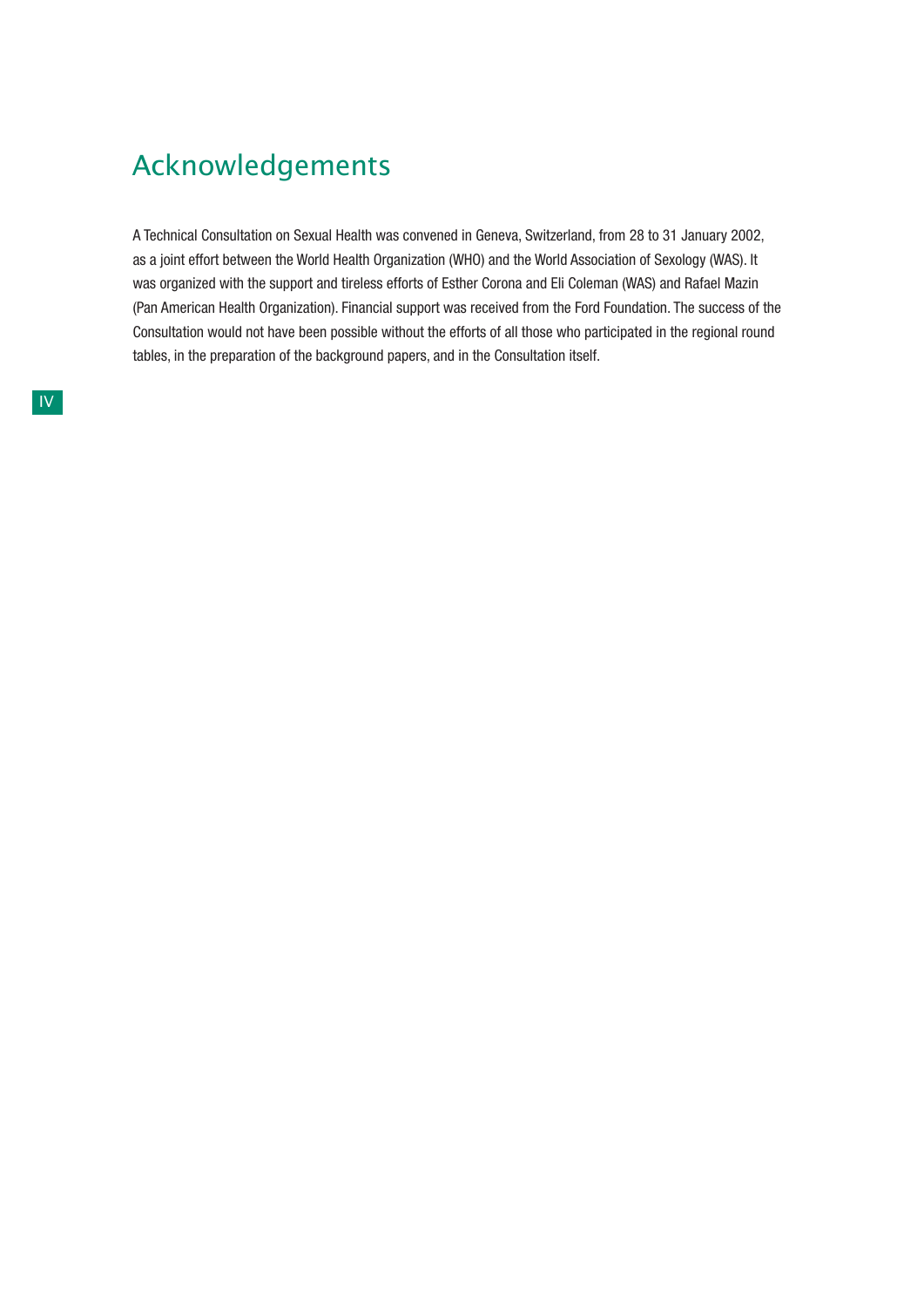# Acknowledgements

A Technical Consultation on Sexual Health was convened in Geneva, Switzerland, from 28 to 31 January 2002, as a joint effort between the World Health Organization (WHO) and the World Association of Sexology (WAS). It was organized with the support and tireless efforts of Esther Corona and Eli Coleman (WAS) and Rafael Mazin (Pan American Health Organization). Financial support was received from the Ford Foundation. The success of the Consultation would not have been possible without the efforts of all those who participated in the regional round tables, in the preparation of the background papers, and in the Consultation itself.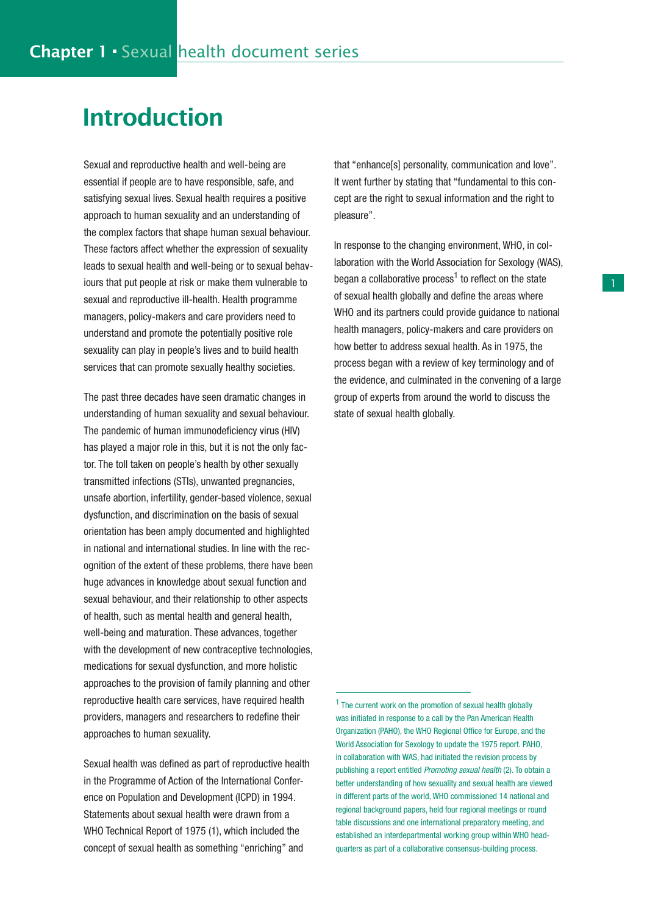# Introduction

Sexual and reproductive health and well-being are essential if people are to have responsible, safe, and satisfying sexual lives. Sexual health requires a positive approach to human sexuality and an understanding of the complex factors that shape human sexual behaviour. These factors affect whether the expression of sexuality leads to sexual health and well-being or to sexual behaviours that put people at risk or make them vulnerable to sexual and reproductive ill-health. Health programme managers, policy-makers and care providers need to understand and promote the potentially positive role sexuality can play in people's lives and to build health services that can promote sexually healthy societies.

The past three decades have seen dramatic changes in understanding of human sexuality and sexual behaviour. The pandemic of human immunodeficiency virus (HIV) has played a major role in this, but it is not the only factor. The toll taken on people's health by other sexually transmitted infections (STIs), unwanted pregnancies, unsafe abortion, infertility, gender-based violence, sexual dysfunction, and discrimination on the basis of sexual orientation has been amply documented and highlighted in national and international studies. In line with the recognition of the extent of these problems, there have been huge advances in knowledge about sexual function and sexual behaviour, and their relationship to other aspects of health, such as mental health and general health, well-being and maturation. These advances, together with the development of new contraceptive technologies, medications for sexual dysfunction, and more holistic approaches to the provision of family planning and other reproductive health care services, have required health providers, managers and researchers to redefine their approaches to human sexuality.

Sexual health was defined as part of reproductive health in the Programme of Action of the International Conference on Population and Development (ICPD) in 1994. Statements about sexual health were drawn from a WHO Technical Report of 1975 (1), which included the concept of sexual health as something "enriching" and that "enhance[s] personality, communication and love". It went further by stating that "fundamental to this concept are the right to sexual information and the right to pleasure".

In response to the changing environment, WHO, in collaboration with the World Association for Sexology (WAS), began a collaborative process[1] to reflect on the state of sexual health globally and define the areas where WHO and its partners could provide guidance to national health managers, policy-makers and care providers on how better to address sexual health. As in 1975, the process began with a review of key terminology and of the evidence, and culminated in the convening of a large group of experts from around the world to discuss the state of sexual health globally.

---

[1] The current work on the promotion of sexual health globally was initiated in response to a call by the Pan American Health Organization (PAHO), the WHO Regional Office for Europe, and the World Association for Sexology to update the 1975 report. PAHO, in collaboration with WAS, had initiated the revision process by publishing a report entitled *Promoting sexual health* (2). To obtain a better understanding of how sexuality and sexual health are viewed in different parts of the world, WHO commissioned 14 national and regional background papers, held four regional meetings or round table discussions and one international preparatory meeting, and established an interdepartmental working group within WHO headquarters as part of a collaborative consensus-building process.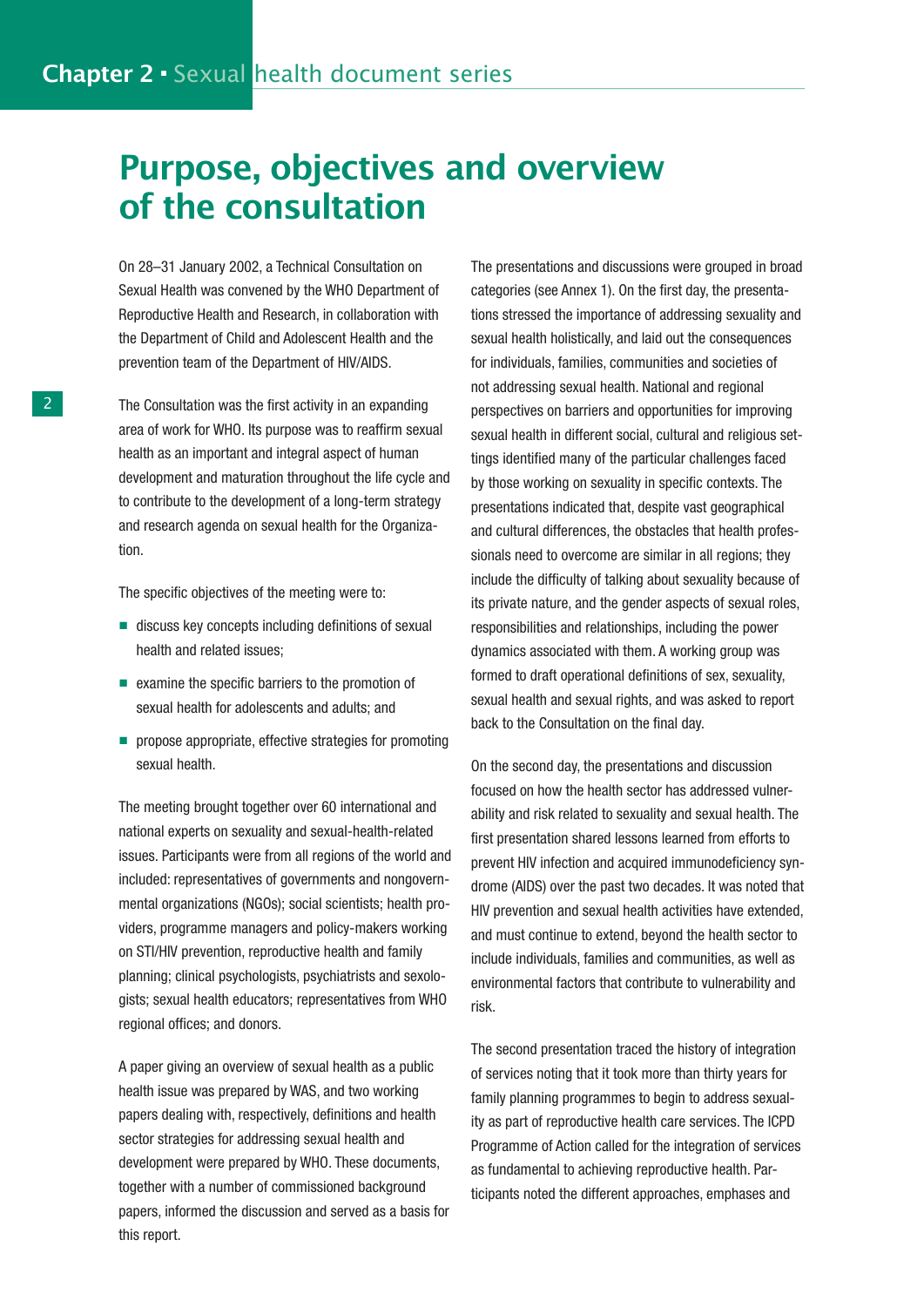# Purpose, objectives and overview of the consultation

On 28–31 January 2002, a Technical Consultation on Sexual Health was convened by the WHO Department of Reproductive Health and Research, in collaboration with the Department of Child and Adolescent Health and the prevention team of the Department of HIV/AIDS.

The Consultation was the first activity in an expanding area of work for WHO. Its purpose was to reaffirm sexual health as an important and integral aspect of human development and maturation throughout the life cycle and to contribute to the development of a long-term strategy and research agenda on sexual health for the Organization.

The specific objectives of the meeting were to:

- discuss key concepts including definitions of sexual health and related issues;
- examine the specific barriers to the promotion of sexual health for adolescents and adults; and
- propose appropriate, effective strategies for promoting sexual health.

The meeting brought together over 60 international and national experts on sexuality and sexual-health-related issues. Participants were from all regions of the world and included: representatives of governments and nongovernmental organizations (NGOs); social scientists; health providers, programme managers and policy-makers working on STI/HIV prevention, reproductive health and family planning; clinical psychologists, psychiatrists and sexologists; sexual health educators; representatives from WHO regional offices; and donors.

A paper giving an overview of sexual health as a public health issue was prepared by WAS, and two working papers dealing with, respectively, definitions and health sector strategies for addressing sexual health and development were prepared by WHO. These documents, together with a number of commissioned background papers, informed the discussion and served as a basis for this report.

The presentations and discussions were grouped in broad categories (see Annex 1). On the first day, the presentations stressed the importance of addressing sexuality and sexual health holistically, and laid out the consequences for individuals, families, communities and societies of not addressing sexual health. National and regional perspectives on barriers and opportunities for improving sexual health in different social, cultural and religious settings identified many of the particular challenges faced by those working on sexuality in specific contexts. The presentations indicated that, despite vast geographical and cultural differences, the obstacles that health professionals need to overcome are similar in all regions; they include the difficulty of talking about sexuality because of its private nature, and the gender aspects of sexual roles, responsibilities and relationships, including the power dynamics associated with them. A working group was formed to draft operational definitions of sex, sexuality, sexual health and sexual rights, and was asked to report back to the Consultation on the final day.

On the second day, the presentations and discussion focused on how the health sector has addressed vulnerability and risk related to sexuality and sexual health. The first presentation shared lessons learned from efforts to prevent HIV infection and acquired immunodeficiency syndrome (AIDS) over the past two decades. It was noted that HIV prevention and sexual health activities have extended, and must continue to extend, beyond the health sector to include individuals, families and communities, as well as environmental factors that contribute to vulnerability and risk.

The second presentation traced the history of integration of services noting that it took more than thirty years for family planning programmes to begin to address sexuality as part of reproductive health care services. The ICPD Programme of Action called for the integration of services as fundamental to achieving reproductive health. Participants noted the different approaches, emphases and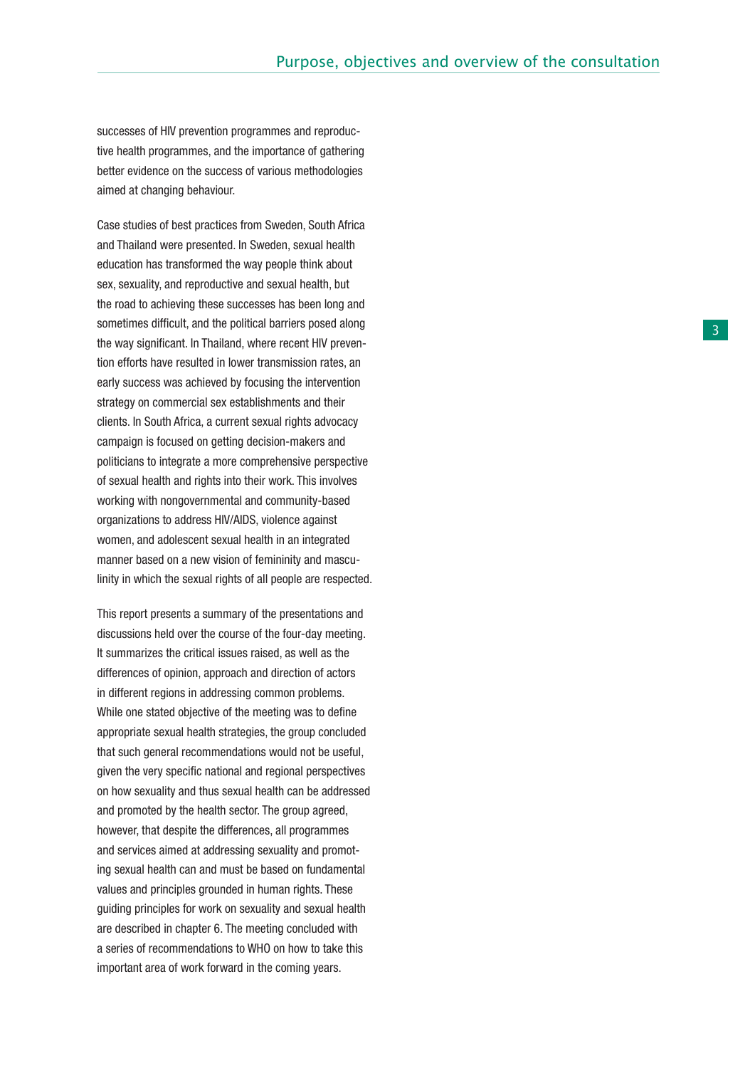successes of HIV prevention programmes and reproductive health programmes, and the importance of gathering better evidence on the success of various methodologies aimed at changing behaviour.

Case studies of best practices from Sweden, South Africa and Thailand were presented. In Sweden, sexual health education has transformed the way people think about sex, sexuality, and reproductive and sexual health, but the road to achieving these successes has been long and sometimes difficult, and the political barriers posed along the way significant. In Thailand, where recent HIV prevention efforts have resulted in lower transmission rates, an early success was achieved by focusing the intervention strategy on commercial sex establishments and their clients. In South Africa, a current sexual rights advocacy campaign is focused on getting decision-makers and politicians to integrate a more comprehensive perspective of sexual health and rights into their work. This involves working with nongovernmental and community-based organizations to address HIV/AIDS, violence against women, and adolescent sexual health in an integrated manner based on a new vision of femininity and masculinity in which the sexual rights of all people are respected.

This report presents a summary of the presentations and discussions held over the course of the four-day meeting. It summarizes the critical issues raised, as well as the differences of opinion, approach and direction of actors in different regions in addressing common problems. While one stated objective of the meeting was to define appropriate sexual health strategies, the group concluded that such general recommendations would not be useful, given the very specific national and regional perspectives on how sexuality and thus sexual health can be addressed and promoted by the health sector. The group agreed, however, that despite the differences, all programmes and services aimed at addressing sexuality and promoting sexual health can and must be based on fundamental values and principles grounded in human rights. These guiding principles for work on sexuality and sexual health are described in chapter 6. The meeting concluded with a series of recommendations to WHO on how to take this important area of work forward in the coming years.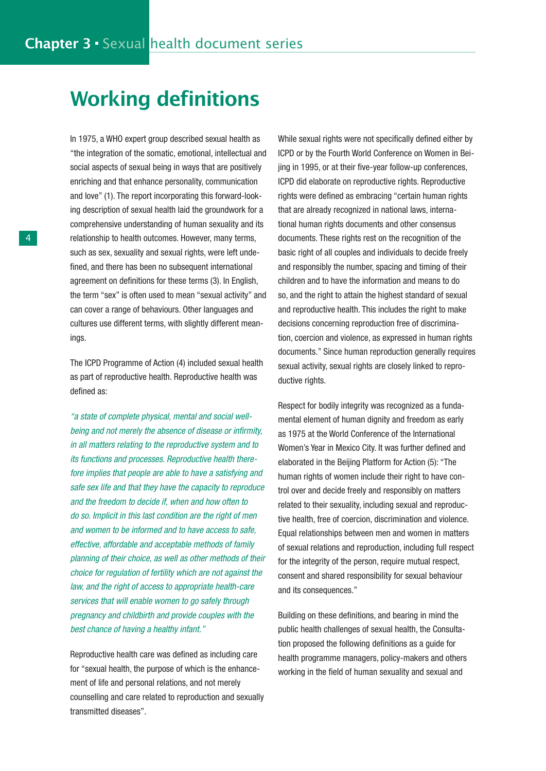# Working definitions

In 1975, a WHO expert group described sexual health as "the integration of the somatic, emotional, intellectual and social aspects of sexual being in ways that are positively enriching and that enhance personality, communication and love" (1). The report incorporating this forward-looking description of sexual health laid the groundwork for a comprehensive understanding of human sexuality and its relationship to health outcomes. However, many terms, such as sex, sexuality and sexual rights, were left undefined, and there has been no subsequent international agreement on definitions for these terms (3). In English, the term "sex" is often used to mean "sexual activity" and can cover a range of behaviours. Other languages and cultures use different terms, with slightly different meanings.

The ICPD Programme of Action (4) included sexual health as part of reproductive health. Reproductive health was defined as:

*"a state of complete physical, mental and social well-being and not merely the absence of disease or infirmity, in all matters relating to the reproductive system and to its functions and processes. Reproductive health therefore implies that people are able to have a satisfying and safe sex life and that they have the capacity to reproduce and the freedom to decide if, when and how often to do so. Implicit in this last condition are the right of men and women to be informed and to have access to safe, effective, affordable and acceptable methods of family planning of their choice, as well as other methods of their choice for regulation of fertility which are not against the law, and the right of access to appropriate health-care services that will enable women to go safely through pregnancy and childbirth and provide couples with the best chance of having a healthy infant."*

Reproductive health care was defined as including care for "sexual health, the purpose of which is the enhancement of life and personal relations, and not merely counselling and care related to reproduction and sexually transmitted diseases".

While sexual rights were not specifically defined either by ICPD or by the Fourth World Conference on Women in Beijing in 1995, or at their five-year follow-up conferences, ICPD did elaborate on reproductive rights. Reproductive rights were defined as embracing "certain human rights that are already recognized in national laws, international human rights documents and other consensus documents. These rights rest on the recognition of the basic right of all couples and individuals to decide freely and responsibly the number, spacing and timing of their children and to have the information and means to do so, and the right to attain the highest standard of sexual and reproductive health. This includes the right to make decisions concerning reproduction free of discrimination, coercion and violence, as expressed in human rights documents." Since human reproduction generally requires sexual activity, sexual rights are closely linked to reproductive rights.

Respect for bodily integrity was recognized as a fundamental element of human dignity and freedom as early as 1975 at the World Conference of the International Women's Year in Mexico City. It was further defined and elaborated in the Beijing Platform for Action (5): "The human rights of women include their right to have control over and decide freely and responsibly on matters related to their sexuality, including sexual and reproductive health, free of coercion, discrimination and violence. Equal relationships between men and women in matters of sexual relations and reproduction, including full respect for the integrity of the person, require mutual respect, consent and shared responsibility for sexual behaviour and its consequences."

Building on these definitions, and bearing in mind the public health challenges of sexual health, the Consultation proposed the following definitions as a guide for health programme managers, policy-makers and others working in the field of human sexuality and sexual and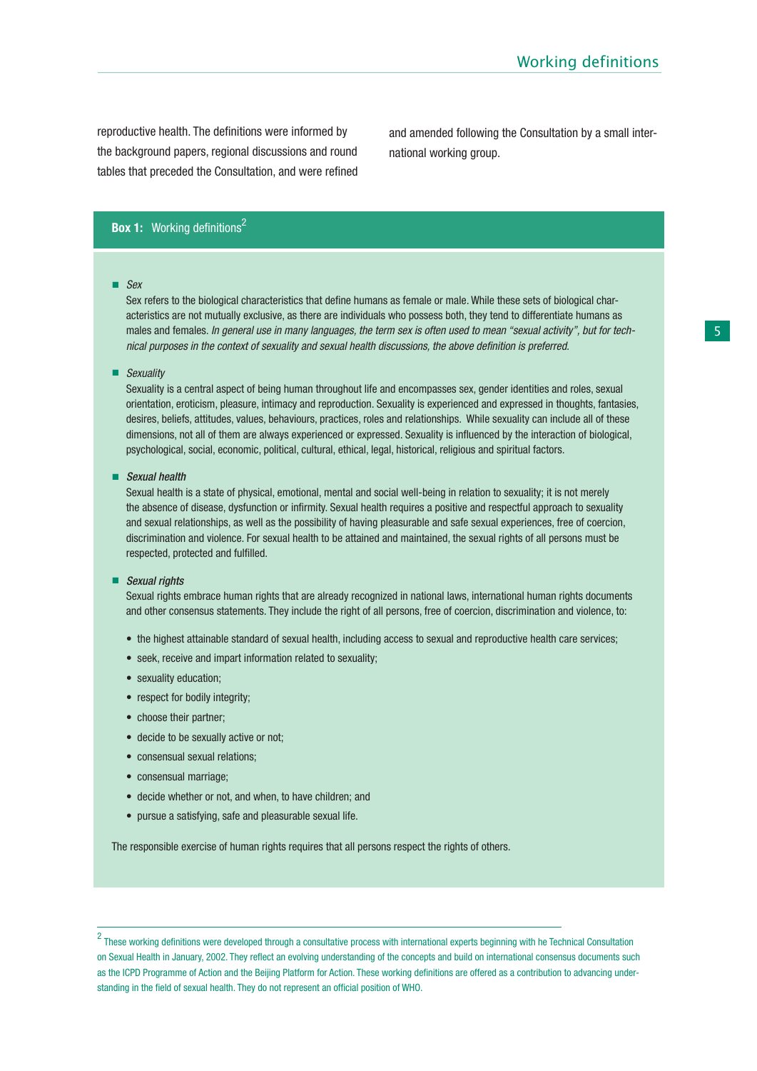reproductive health. The definitions were informed by the background papers, regional discussions and round tables that preceded the Consultation, and were refined and amended following the Consultation by a small international working group.

**Box 1:** Working definitions[2]

- *Sex*

  Sex refers to the biological characteristics that define humans as female or male. While these sets of biological characteristics are not mutually exclusive, as there are individuals who possess both, they tend to differentiate humans as males and females. *In general use in many languages, the term sex is often used to mean "sexual activity", but for technical purposes in the context of sexuality and sexual health discussions, the above definition is preferred.*

- *Sexuality*

  Sexuality is a central aspect of being human throughout life and encompasses sex, gender identities and roles, sexual orientation, eroticism, pleasure, intimacy and reproduction. Sexuality is experienced and expressed in thoughts, fantasies, desires, beliefs, attitudes, values, behaviours, practices, roles and relationships. While sexuality can include all of these dimensions, not all of them are always experienced or expressed. Sexuality is influenced by the interaction of biological, psychological, social, economic, political, cultural, ethical, legal, historical, religious and spiritual factors.

- *Sexual health*

  Sexual health is a state of physical, emotional, mental and social well-being in relation to sexuality; it is not merely the absence of disease, dysfunction or infirmity. Sexual health requires a positive and respectful approach to sexuality and sexual relationships, as well as the possibility of having pleasurable and safe sexual experiences, free of coercion, discrimination and violence. For sexual health to be attained and maintained, the sexual rights of all persons must be respected, protected and fulfilled.

- *Sexual rights*

  Sexual rights embrace human rights that are already recognized in national laws, international human rights documents and other consensus statements. They include the right of all persons, free of coercion, discrimination and violence, to:

  - the highest attainable standard of sexual health, including access to sexual and reproductive health care services;
  - seek, receive and impart information related to sexuality;
  - sexuality education;
  - respect for bodily integrity;
  - choose their partner;
  - decide to be sexually active or not;
  - consensual sexual relations;
  - consensual marriage;
  - decide whether or not, and when, to have children; and
  - pursue a satisfying, safe and pleasurable sexual life.

The responsible exercise of human rights requires that all persons respect the rights of others.

---

[2] These working definitions were developed through a consultative process with international experts beginning with he Technical Consultation on Sexual Health in January, 2002. They reflect an evolving understanding of the concepts and build on international consensus documents such as the ICPD Programme of Action and the Beijing Platform for Action. These working definitions are offered as a contribution to advancing understanding in the field of sexual health. They do not represent an official position of WHO.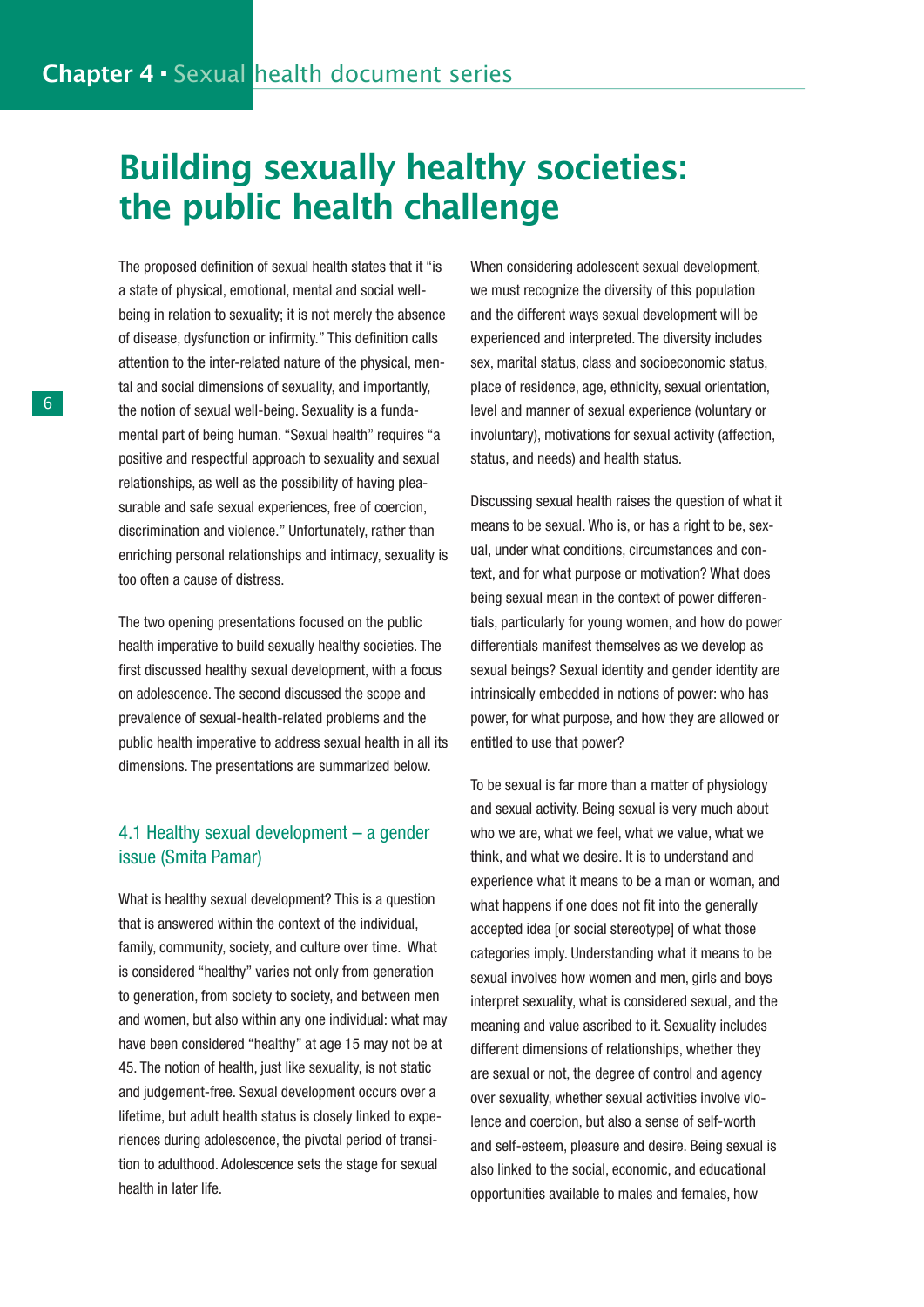# Building sexually healthy societies: the public health challenge

The proposed definition of sexual health states that it "is a state of physical, emotional, mental and social well-being in relation to sexuality; it is not merely the absence of disease, dysfunction or infirmity." This definition calls attention to the inter-related nature of the physical, mental and social dimensions of sexuality, and importantly, the notion of sexual well-being. Sexuality is a fundamental part of being human. "Sexual health" requires "a positive and respectful approach to sexuality and sexual relationships, as well as the possibility of having pleasurable and safe sexual experiences, free of coercion, discrimination and violence." Unfortunately, rather than enriching personal relationships and intimacy, sexuality is too often a cause of distress.

The two opening presentations focused on the public health imperative to build sexually healthy societies. The first discussed healthy sexual development, with a focus on adolescence. The second discussed the scope and prevalence of sexual-health-related problems and the public health imperative to address sexual health in all its dimensions. The presentations are summarized below.

## 4.1 Healthy sexual development – a gender issue (Smita Pamar)

What is healthy sexual development? This is a question that is answered within the context of the individual, family, community, society, and culture over time. What is considered "healthy" varies not only from generation to generation, from society to society, and between men and women, but also within any one individual: what may have been considered "healthy" at age 15 may not be at 45. The notion of health, just like sexuality, is not static and judgement-free. Sexual development occurs over a lifetime, but adult health status is closely linked to experiences during adolescence, the pivotal period of transition to adulthood. Adolescence sets the stage for sexual health in later life.

When considering adolescent sexual development, we must recognize the diversity of this population and the different ways sexual development will be experienced and interpreted. The diversity includes sex, marital status, class and socioeconomic status, place of residence, age, ethnicity, sexual orientation, level and manner of sexual experience (voluntary or involuntary), motivations for sexual activity (affection, status, and needs) and health status.

Discussing sexual health raises the question of what it means to be sexual. Who is, or has a right to be, sexual, under what conditions, circumstances and context, and for what purpose or motivation? What does being sexual mean in the context of power differentials, particularly for young women, and how do power differentials manifest themselves as we develop as sexual beings? Sexual identity and gender identity are intrinsically embedded in notions of power: who has power, for what purpose, and how they are allowed or entitled to use that power?

To be sexual is far more than a matter of physiology and sexual activity. Being sexual is very much about who we are, what we feel, what we value, what we think, and what we desire. It is to understand and experience what it means to be a man or woman, and what happens if one does not fit into the generally accepted idea [or social stereotype] of what those categories imply. Understanding what it means to be sexual involves how women and men, girls and boys interpret sexuality, what is considered sexual, and the meaning and value ascribed to it. Sexuality includes different dimensions of relationships, whether they are sexual or not, the degree of control and agency over sexuality, whether sexual activities involve violence and coercion, but also a sense of self-worth and self-esteem, pleasure and desire. Being sexual is also linked to the social, economic, and educational opportunities available to males and females, how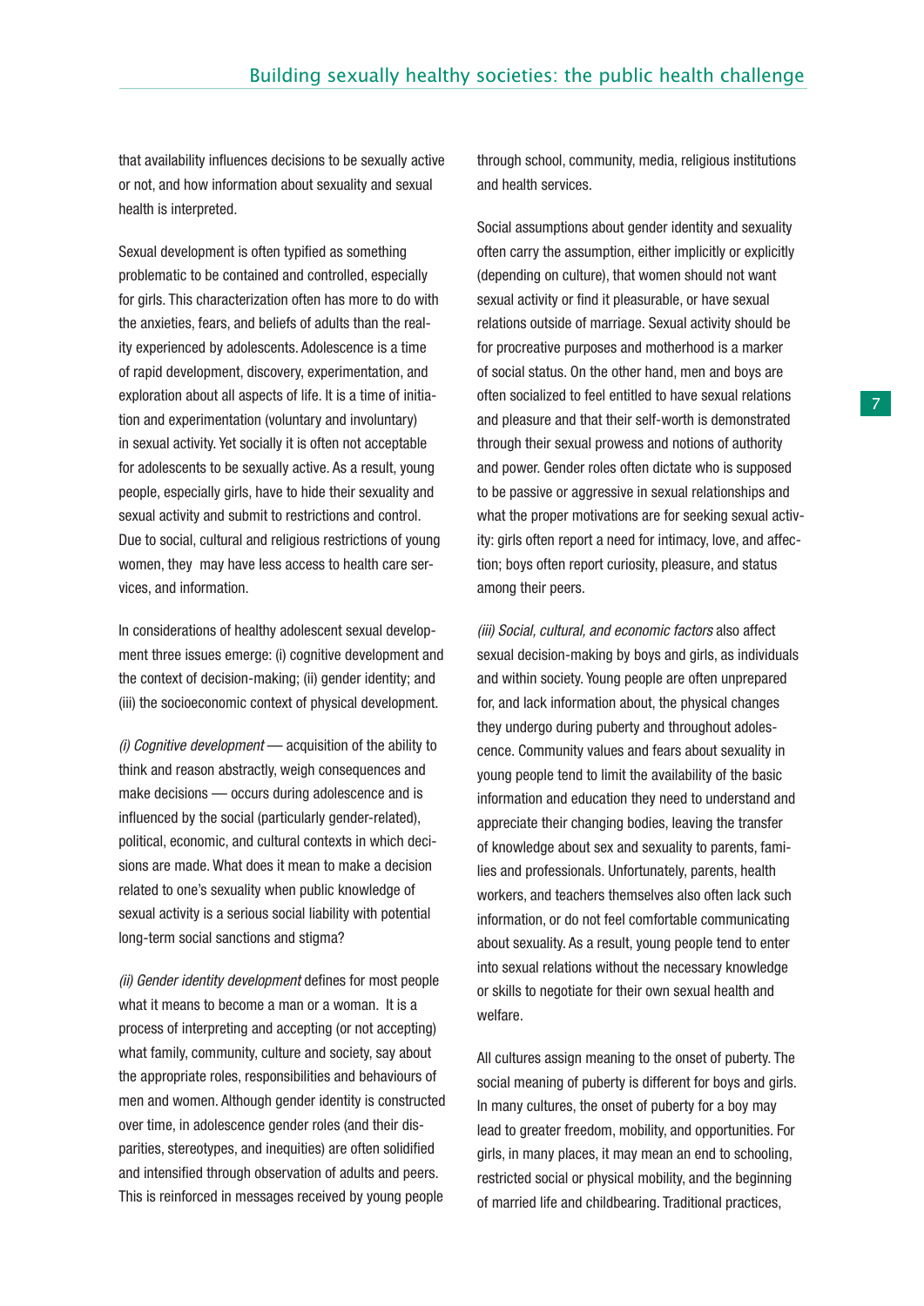that availability influences decisions to be sexually active or not, and how information about sexuality and sexual health is interpreted.

Sexual development is often typified as something problematic to be contained and controlled, especially for girls. This characterization often has more to do with the anxieties, fears, and beliefs of adults than the reality experienced by adolescents. Adolescence is a time of rapid development, discovery, experimentation, and exploration about all aspects of life. It is a time of initiation and experimentation (voluntary and involuntary) in sexual activity. Yet socially it is often not acceptable for adolescents to be sexually active. As a result, young people, especially girls, have to hide their sexuality and sexual activity and submit to restrictions and control. Due to social, cultural and religious restrictions of young women, they may have less access to health care services, and information.

In considerations of healthy adolescent sexual development three issues emerge: (i) cognitive development and the context of decision-making; (ii) gender identity; and (iii) the socioeconomic context of physical development.

*(i) Cognitive development* — acquisition of the ability to think and reason abstractly, weigh consequences and make decisions — occurs during adolescence and is influenced by the social (particularly gender-related), political, economic, and cultural contexts in which decisions are made. What does it mean to make a decision related to one's sexuality when public knowledge of sexual activity is a serious social liability with potential long-term social sanctions and stigma?

*(ii) Gender identity development* defines for most people what it means to become a man or a woman. It is a process of interpreting and accepting (or not accepting) what family, community, culture and society, say about the appropriate roles, responsibilities and behaviours of men and women. Although gender identity is constructed over time, in adolescence gender roles (and their disparities, stereotypes, and inequities) are often solidified and intensified through observation of adults and peers. This is reinforced in messages received by young people through school, community, media, religious institutions and health services.

Social assumptions about gender identity and sexuality often carry the assumption, either implicitly or explicitly (depending on culture), that women should not want sexual activity or find it pleasurable, or have sexual relations outside of marriage. Sexual activity should be for procreative purposes and motherhood is a marker of social status. On the other hand, men and boys are often socialized to feel entitled to have sexual relations and pleasure and that their self-worth is demonstrated through their sexual prowess and notions of authority and power. Gender roles often dictate who is supposed to be passive or aggressive in sexual relationships and what the proper motivations are for seeking sexual activity: girls often report a need for intimacy, love, and affection; boys often report curiosity, pleasure, and status among their peers.

*(iii) Social, cultural, and economic factors* also affect sexual decision-making by boys and girls, as individuals and within society. Young people are often unprepared for, and lack information about, the physical changes they undergo during puberty and throughout adolescence. Community values and fears about sexuality in young people tend to limit the availability of the basic information and education they need to understand and appreciate their changing bodies, leaving the transfer of knowledge about sex and sexuality to parents, families and professionals. Unfortunately, parents, health workers, and teachers themselves also often lack such information, or do not feel comfortable communicating about sexuality. As a result, young people tend to enter into sexual relations without the necessary knowledge or skills to negotiate for their own sexual health and welfare.

All cultures assign meaning to the onset of puberty. The social meaning of puberty is different for boys and girls. In many cultures, the onset of puberty for a boy may lead to greater freedom, mobility, and opportunities. For girls, in many places, it may mean an end to schooling, restricted social or physical mobility, and the beginning of married life and childbearing. Traditional practices,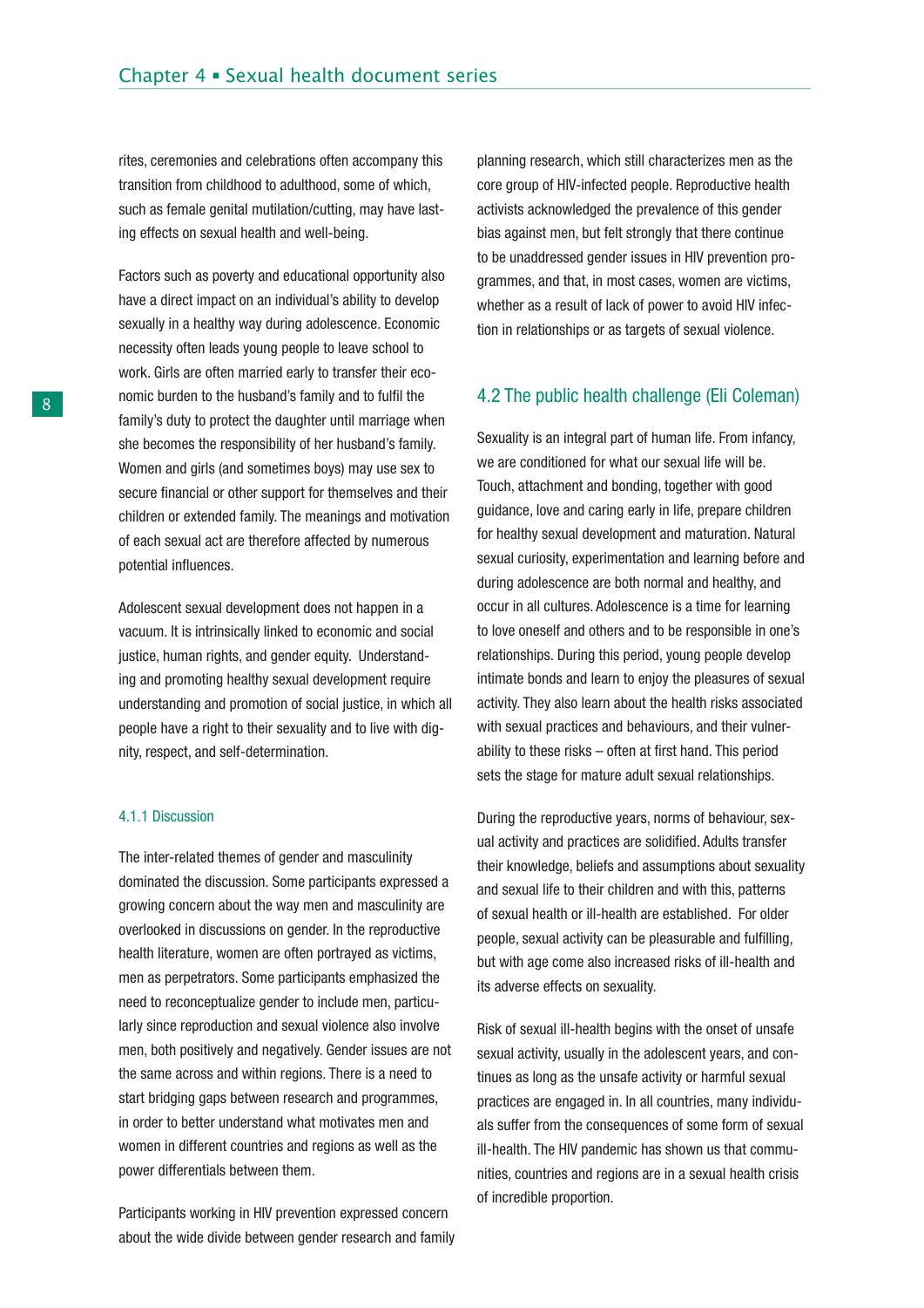rites, ceremonies and celebrations often accompany this transition from childhood to adulthood, some of which, such as female genital mutilation/cutting, may have lasting effects on sexual health and well-being.

Factors such as poverty and educational opportunity also have a direct impact on an individual's ability to develop sexually in a healthy way during adolescence. Economic necessity often leads young people to leave school to work. Girls are often married early to transfer their economic burden to the husband's family and to fulfil the family's duty to protect the daughter until marriage when she becomes the responsibility of her husband's family. Women and girls (and sometimes boys) may use sex to secure financial or other support for themselves and their children or extended family. The meanings and motivation of each sexual act are therefore affected by numerous potential influences.

Adolescent sexual development does not happen in a vacuum. It is intrinsically linked to economic and social justice, human rights, and gender equity. Understanding and promoting healthy sexual development require understanding and promotion of social justice, in which all people have a right to their sexuality and to live with dignity, respect, and self-determination.

#### 4.1.1 Discussion

The inter-related themes of gender and masculinity dominated the discussion. Some participants expressed a growing concern about the way men and masculinity are overlooked in discussions on gender. In the reproductive health literature, women are often portrayed as victims, men as perpetrators. Some participants emphasized the need to reconceptualize gender to include men, particularly since reproduction and sexual violence also involve men, both positively and negatively. Gender issues are not the same across and within regions. There is a need to start bridging gaps between research and programmes, in order to better understand what motivates men and women in different countries and regions as well as the power differentials between them.

Participants working in HIV prevention expressed concern about the wide divide between gender research and family planning research, which still characterizes men as the core group of HIV-infected people. Reproductive health activists acknowledged the prevalence of this gender bias against men, but felt strongly that there continue to be unaddressed gender issues in HIV prevention programmes, and that, in most cases, women are victims, whether as a result of lack of power to avoid HIV infection in relationships or as targets of sexual violence.

### 4.2 The public health challenge (Eli Coleman)

Sexuality is an integral part of human life. From infancy, we are conditioned for what our sexual life will be. Touch, attachment and bonding, together with good guidance, love and caring early in life, prepare children for healthy sexual development and maturation. Natural sexual curiosity, experimentation and learning before and during adolescence are both normal and healthy, and occur in all cultures. Adolescence is a time for learning to love oneself and others and to be responsible in one's relationships. During this period, young people develop intimate bonds and learn to enjoy the pleasures of sexual activity. They also learn about the health risks associated with sexual practices and behaviours, and their vulnerability to these risks – often at first hand. This period sets the stage for mature adult sexual relationships.

During the reproductive years, norms of behaviour, sexual activity and practices are solidified. Adults transfer their knowledge, beliefs and assumptions about sexuality and sexual life to their children and with this, patterns of sexual health or ill-health are established. For older people, sexual activity can be pleasurable and fulfilling, but with age come also increased risks of ill-health and its adverse effects on sexuality.

Risk of sexual ill-health begins with the onset of unsafe sexual activity, usually in the adolescent years, and continues as long as the unsafe activity or harmful sexual practices are engaged in. In all countries, many individuals suffer from the consequences of some form of sexual ill-health. The HIV pandemic has shown us that communities, countries and regions are in a sexual health crisis of incredible proportion.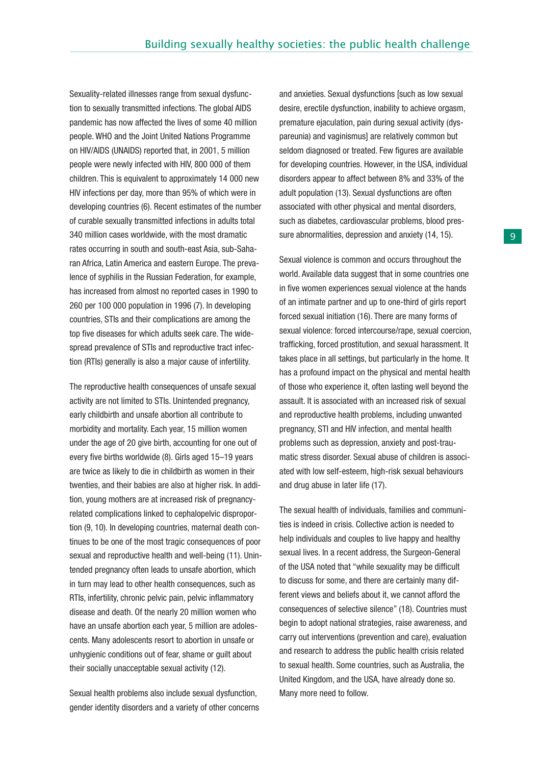Sexuality-related illnesses range from sexual dysfunction to sexually transmitted infections. The global AIDS pandemic has now affected the lives of some 40 million people. WHO and the Joint United Nations Programme on HIV/AIDS (UNAIDS) reported that, in 2001, 5 million people were newly infected with HIV, 800 000 of them children. This is equivalent to approximately 14 000 new HIV infections per day, more than 95% of which were in developing countries (6). Recent estimates of the number of curable sexually transmitted infections in adults total 340 million cases worldwide, with the most dramatic rates occurring in south and south-east Asia, sub-Saharan Africa, Latin America and eastern Europe. The prevalence of syphilis in the Russian Federation, for example, has increased from almost no reported cases in 1990 to 260 per 100 000 population in 1996 (7). In developing countries, STIs and their complications are among the top five diseases for which adults seek care. The widespread prevalence of STIs and reproductive tract infection (RTIs) generally is also a major cause of infertility.

The reproductive health consequences of unsafe sexual activity are not limited to STIs. Unintended pregnancy, early childbirth and unsafe abortion all contribute to morbidity and mortality. Each year, 15 million women under the age of 20 give birth, accounting for one out of every five births worldwide (8). Girls aged 15–19 years are twice as likely to die in childbirth as women in their twenties, and their babies are also at higher risk. In addition, young mothers are at increased risk of pregnancy-related complications linked to cephalopelvic disproportion (9, 10). In developing countries, maternal death continues to be one of the most tragic consequences of poor sexual and reproductive health and well-being (11). Unintended pregnancy often leads to unsafe abortion, which in turn may lead to other health consequences, such as RTIs, infertility, chronic pelvic pain, pelvic inflammatory disease and death. Of the nearly 20 million women who have an unsafe abortion each year, 5 million are adolescents. Many adolescents resort to abortion in unsafe or unhygienic conditions out of fear, shame or guilt about their socially unacceptable sexual activity (12).

Sexual health problems also include sexual dysfunction, gender identity disorders and a variety of other concerns and anxieties. Sexual dysfunctions [such as low sexual desire, erectile dysfunction, inability to achieve orgasm, premature ejaculation, pain during sexual activity (dyspareunia) and vaginismus] are relatively common but seldom diagnosed or treated. Few figures are available for developing countries. However, in the USA, individual disorders appear to affect between 8% and 33% of the adult population (13). Sexual dysfunctions are often associated with other physical and mental disorders, such as diabetes, cardiovascular problems, blood pressure abnormalities, depression and anxiety (14, 15).

Sexual violence is common and occurs throughout the world. Available data suggest that in some countries one in five women experiences sexual violence at the hands of an intimate partner and up to one-third of girls report forced sexual initiation (16). There are many forms of sexual violence: forced intercourse/rape, sexual coercion, trafficking, forced prostitution, and sexual harassment. It takes place in all settings, but particularly in the home. It has a profound impact on the physical and mental health of those who experience it, often lasting well beyond the assault. It is associated with an increased risk of sexual and reproductive health problems, including unwanted pregnancy, STI and HIV infection, and mental health problems such as depression, anxiety and post-traumatic stress disorder. Sexual abuse of children is associated with low self-esteem, high-risk sexual behaviours and drug abuse in later life (17).

The sexual health of individuals, families and communities is indeed in crisis. Collective action is needed to help individuals and couples to live happy and healthy sexual lives. In a recent address, the Surgeon-General of the USA noted that "while sexuality may be difficult to discuss for some, and there are certainly many different views and beliefs about it, we cannot afford the consequences of selective silence" (18). Countries must begin to adopt national strategies, raise awareness, and carry out interventions (prevention and care), evaluation and research to address the public health crisis related to sexual health. Some countries, such as Australia, the United Kingdom, and the USA, have already done so. Many more need to follow.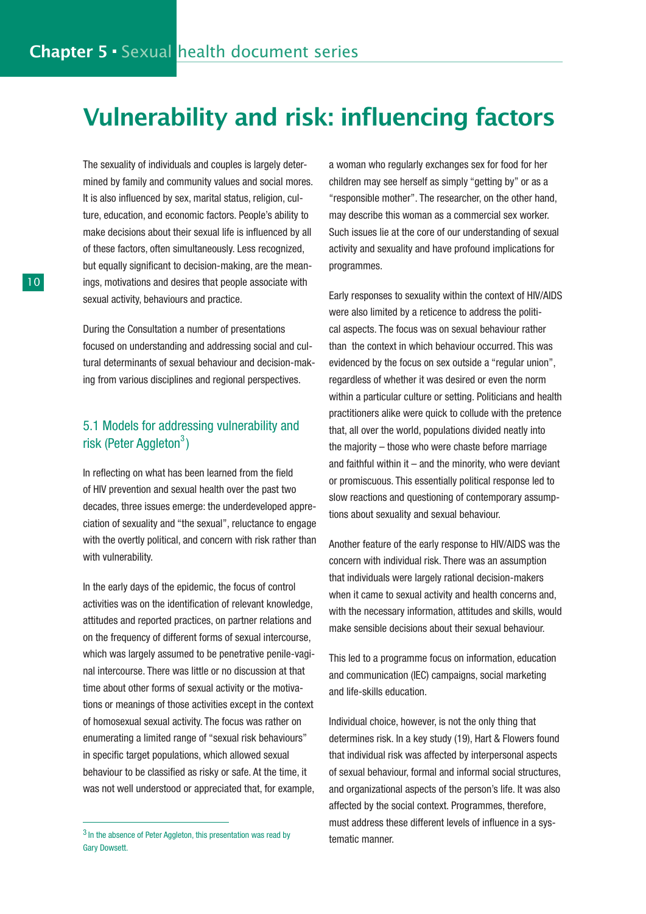# Vulnerability and risk: influencing factors

The sexuality of individuals and couples is largely determined by family and community values and social mores. It is also influenced by sex, marital status, religion, culture, education, and economic factors. People's ability to make decisions about their sexual life is influenced by all of these factors, often simultaneously. Less recognized, but equally significant to decision-making, are the meanings, motivations and desires that people associate with sexual activity, behaviours and practice.

During the Consultation a number of presentations focused on understanding and addressing social and cultural determinants of sexual behaviour and decision-making from various disciplines and regional perspectives.

## 5.1 Models for addressing vulnerability and risk (Peter Aggleton[3])

In reflecting on what has been learned from the field of HIV prevention and sexual health over the past two decades, three issues emerge: the underdeveloped appreciation of sexuality and "the sexual", reluctance to engage with the overtly political, and concern with risk rather than with vulnerability.

In the early days of the epidemic, the focus of control activities was on the identification of relevant knowledge, attitudes and reported practices, on partner relations and on the frequency of different forms of sexual intercourse, which was largely assumed to be penetrative penile-vaginal intercourse. There was little or no discussion at that time about other forms of sexual activity or the motivations or meanings of those activities except in the context of homosexual sexual activity. The focus was rather on enumerating a limited range of "sexual risk behaviours" in specific target populations, which allowed sexual behaviour to be classified as risky or safe. At the time, it was not well understood or appreciated that, for example, a woman who regularly exchanges sex for food for her children may see herself as simply "getting by" or as a "responsible mother". The researcher, on the other hand, may describe this woman as a commercial sex worker. Such issues lie at the core of our understanding of sexual activity and sexuality and have profound implications for programmes.

Early responses to sexuality within the context of HIV/AIDS were also limited by a reticence to address the political aspects. The focus was on sexual behaviour rather than the context in which behaviour occurred. This was evidenced by the focus on sex outside a "regular union", regardless of whether it was desired or even the norm within a particular culture or setting. Politicians and health practitioners alike were quick to collude with the pretence that, all over the world, populations divided neatly into the majority – those who were chaste before marriage and faithful within it – and the minority, who were deviant or promiscuous. This essentially political response led to slow reactions and questioning of contemporary assumptions about sexuality and sexual behaviour.

Another feature of the early response to HIV/AIDS was the concern with individual risk. There was an assumption that individuals were largely rational decision-makers when it came to sexual activity and health concerns and, with the necessary information, attitudes and skills, would make sensible decisions about their sexual behaviour.

This led to a programme focus on information, education and communication (IEC) campaigns, social marketing and life-skills education.

Individual choice, however, is not the only thing that determines risk. In a key study (19), Hart & Flowers found that individual risk was affected by interpersonal aspects of sexual behaviour, formal and informal social structures, and organizational aspects of the person's life. It was also affected by the social context. Programmes, therefore, must address these different levels of influence in a systematic manner.

[3] In the absence of Peter Aggleton, this presentation was read by Gary Dowsett.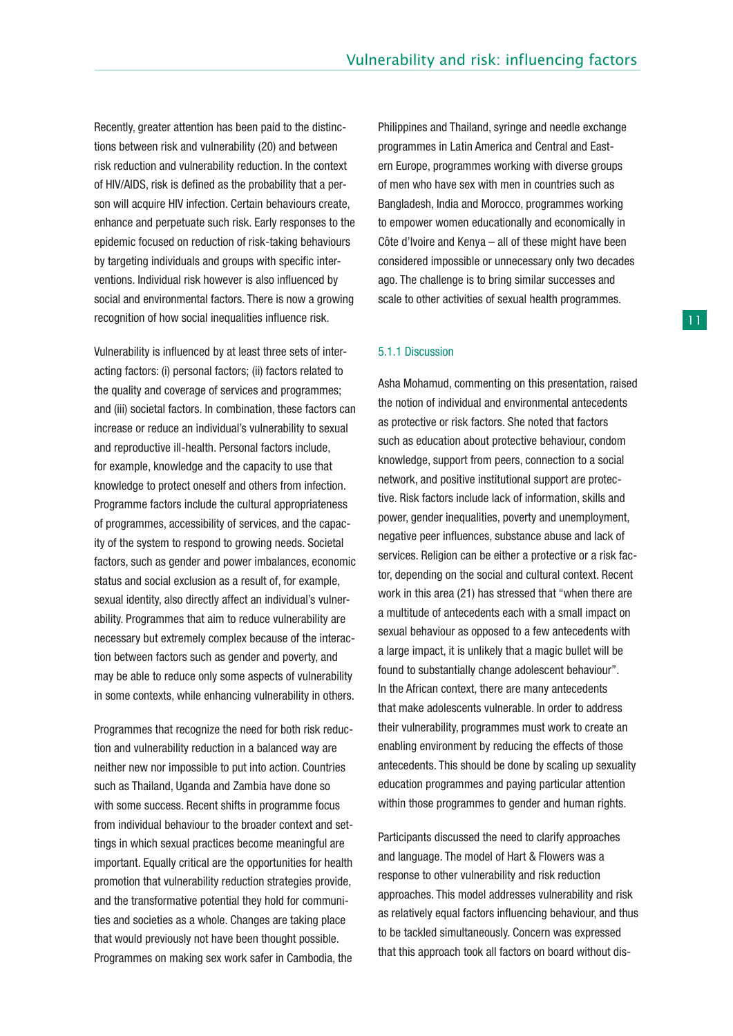Recently, greater attention has been paid to the distinctions between risk and vulnerability (20) and between risk reduction and vulnerability reduction. In the context of HIV/AIDS, risk is defined as the probability that a person will acquire HIV infection. Certain behaviours create, enhance and perpetuate such risk. Early responses to the epidemic focused on reduction of risk-taking behaviours by targeting individuals and groups with specific interventions. Individual risk however is also influenced by social and environmental factors. There is now a growing recognition of how social inequalities influence risk.

Vulnerability is influenced by at least three sets of interacting factors: (i) personal factors; (ii) factors related to the quality and coverage of services and programmes; and (iii) societal factors. In combination, these factors can increase or reduce an individual's vulnerability to sexual and reproductive ill-health. Personal factors include, for example, knowledge and the capacity to use that knowledge to protect oneself and others from infection. Programme factors include the cultural appropriateness of programmes, accessibility of services, and the capacity of the system to respond to growing needs. Societal factors, such as gender and power imbalances, economic status and social exclusion as a result of, for example, sexual identity, also directly affect an individual's vulnerability. Programmes that aim to reduce vulnerability are necessary but extremely complex because of the interaction between factors such as gender and poverty, and may be able to reduce only some aspects of vulnerability in some contexts, while enhancing vulnerability in others.

Programmes that recognize the need for both risk reduction and vulnerability reduction in a balanced way are neither new nor impossible to put into action. Countries such as Thailand, Uganda and Zambia have done so with some success. Recent shifts in programme focus from individual behaviour to the broader context and settings in which sexual practices become meaningful are important. Equally critical are the opportunities for health promotion that vulnerability reduction strategies provide, and the transformative potential they hold for communities and societies as a whole. Changes are taking place that would previously not have been thought possible. Programmes on making sex work safer in Cambodia, the Philippines and Thailand, syringe and needle exchange programmes in Latin America and Central and Eastern Europe, programmes working with diverse groups of men who have sex with men in countries such as Bangladesh, India and Morocco, programmes working to empower women educationally and economically in Côte d'Ivoire and Kenya – all of these might have been considered impossible or unnecessary only two decades ago. The challenge is to bring similar successes and scale to other activities of sexual health programmes.

### 5.1.1 Discussion

Asha Mohamud, commenting on this presentation, raised the notion of individual and environmental antecedents as protective or risk factors. She noted that factors such as education about protective behaviour, condom knowledge, support from peers, connection to a social network, and positive institutional support are protective. Risk factors include lack of information, skills and power, gender inequalities, poverty and unemployment, negative peer influences, substance abuse and lack of services. Religion can be either a protective or a risk factor, depending on the social and cultural context. Recent work in this area (21) has stressed that "when there are a multitude of antecedents each with a small impact on sexual behaviour as opposed to a few antecedents with a large impact, it is unlikely that a magic bullet will be found to substantially change adolescent behaviour". In the African context, there are many antecedents that make adolescents vulnerable. In order to address their vulnerability, programmes must work to create an enabling environment by reducing the effects of those antecedents. This should be done by scaling up sexuality education programmes and paying particular attention within those programmes to gender and human rights.

Participants discussed the need to clarify approaches and language. The model of Hart & Flowers was a response to other vulnerability and risk reduction approaches. This model addresses vulnerability and risk as relatively equal factors influencing behaviour, and thus to be tackled simultaneously. Concern was expressed that this approach took all factors on board without dis-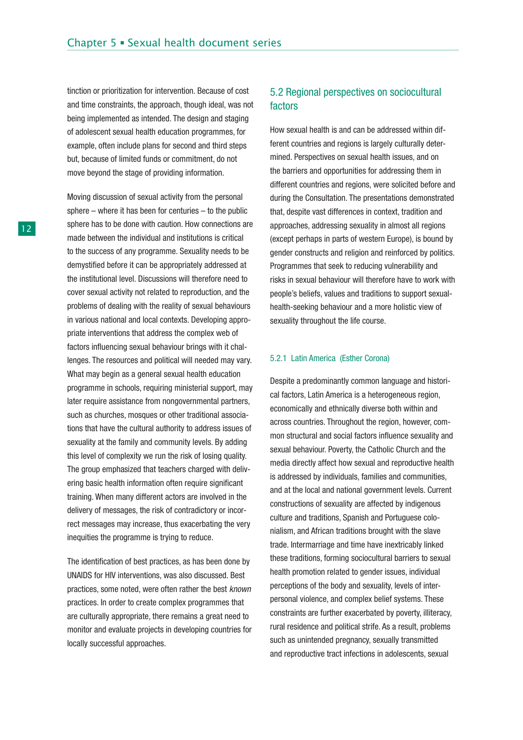tinction or prioritization for intervention. Because of cost and time constraints, the approach, though ideal, was not being implemented as intended. The design and staging of adolescent sexual health education programmes, for example, often include plans for second and third steps but, because of limited funds or commitment, do not move beyond the stage of providing information.

Moving discussion of sexual activity from the personal sphere – where it has been for centuries – to the public sphere has to be done with caution. How connections are made between the individual and institutions is critical to the success of any programme. Sexuality needs to be demystified before it can be appropriately addressed at the institutional level. Discussions will therefore need to cover sexual activity not related to reproduction, and the problems of dealing with the reality of sexual behaviours in various national and local contexts. Developing appropriate interventions that address the complex web of factors influencing sexual behaviour brings with it challenges. The resources and political will needed may vary. What may begin as a general sexual health education programme in schools, requiring ministerial support, may later require assistance from nongovernmental partners, such as churches, mosques or other traditional associations that have the cultural authority to address issues of sexuality at the family and community levels. By adding this level of complexity we run the risk of losing quality. The group emphasized that teachers charged with delivering basic health information often require significant training. When many different actors are involved in the delivery of messages, the risk of contradictory or incorrect messages may increase, thus exacerbating the very inequities the programme is trying to reduce.

The identification of best practices, as has been done by UNAIDS for HIV interventions, was also discussed. Best practices, some noted, were often rather the best *known* practices. In order to create complex programmes that are culturally appropriate, there remains a great need to monitor and evaluate projects in developing countries for locally successful approaches.

## 5.2 Regional perspectives on sociocultural factors

How sexual health is and can be addressed within different countries and regions is largely culturally determined. Perspectives on sexual health issues, and on the barriers and opportunities for addressing them in different countries and regions, were solicited before and during the Consultation. The presentations demonstrated that, despite vast differences in context, tradition and approaches, addressing sexuality in almost all regions (except perhaps in parts of western Europe), is bound by gender constructs and religion and reinforced by politics. Programmes that seek to reducing vulnerability and risks in sexual behaviour will therefore have to work with people's beliefs, values and traditions to support sexual-health-seeking behaviour and a more holistic view of sexuality throughout the life course.

### 5.2.1 Latin America (Esther Corona)

Despite a predominantly common language and historical factors, Latin America is a heterogeneous region, economically and ethnically diverse both within and across countries. Throughout the region, however, common structural and social factors influence sexuality and sexual behaviour. Poverty, the Catholic Church and the media directly affect how sexual and reproductive health is addressed by individuals, families and communities, and at the local and national government levels. Current constructions of sexuality are affected by indigenous culture and traditions, Spanish and Portuguese colonialism, and African traditions brought with the slave trade. Intermarriage and time have inextricably linked these traditions, forming sociocultural barriers to sexual health promotion related to gender issues, individual perceptions of the body and sexuality, levels of interpersonal violence, and complex belief systems. These constraints are further exacerbated by poverty, illiteracy, rural residence and political strife. As a result, problems such as unintended pregnancy, sexually transmitted and reproductive tract infections in adolescents, sexual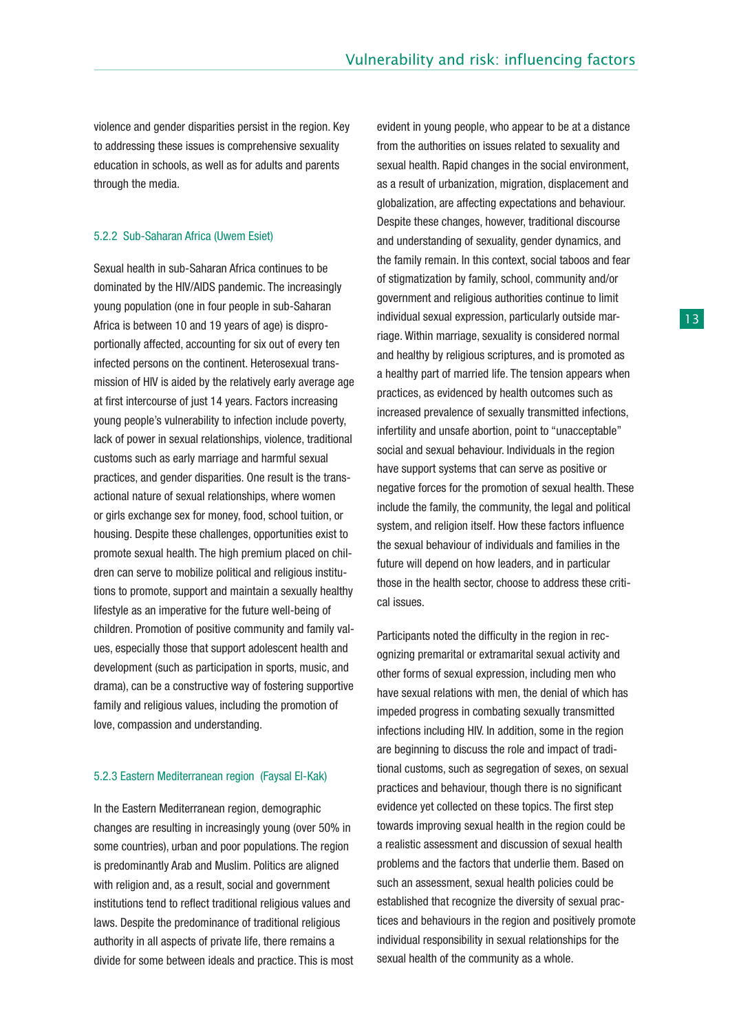violence and gender disparities persist in the region. Key to addressing these issues is comprehensive sexuality education in schools, as well as for adults and parents through the media.

### 5.2.2 Sub-Saharan Africa (Uwem Esiet)

Sexual health in sub-Saharan Africa continues to be dominated by the HIV/AIDS pandemic. The increasingly young population (one in four people in sub-Saharan Africa is between 10 and 19 years of age) is disproportionally affected, accounting for six out of every ten infected persons on the continent. Heterosexual transmission of HIV is aided by the relatively early average age at first intercourse of just 14 years. Factors increasing young people's vulnerability to infection include poverty, lack of power in sexual relationships, violence, traditional customs such as early marriage and harmful sexual practices, and gender disparities. One result is the transactional nature of sexual relationships, where women or girls exchange sex for money, food, school tuition, or housing. Despite these challenges, opportunities exist to promote sexual health. The high premium placed on children can serve to mobilize political and religious institutions to promote, support and maintain a sexually healthy lifestyle as an imperative for the future well-being of children. Promotion of positive community and family values, especially those that support adolescent health and development (such as participation in sports, music, and drama), can be a constructive way of fostering supportive family and religious values, including the promotion of love, compassion and understanding.

### 5.2.3 Eastern Mediterranean region (Faysal El-Kak)

In the Eastern Mediterranean region, demographic changes are resulting in increasingly young (over 50% in some countries), urban and poor populations. The region is predominantly Arab and Muslim. Politics are aligned with religion and, as a result, social and government institutions tend to reflect traditional religious values and laws. Despite the predominance of traditional religious authority in all aspects of private life, there remains a divide for some between ideals and practice. This is most evident in young people, who appear to be at a distance from the authorities on issues related to sexuality and sexual health. Rapid changes in the social environment, as a result of urbanization, migration, displacement and globalization, are affecting expectations and behaviour. Despite these changes, however, traditional discourse and understanding of sexuality, gender dynamics, and the family remain. In this context, social taboos and fear of stigmatization by family, school, community and/or government and religious authorities continue to limit individual sexual expression, particularly outside marriage. Within marriage, sexuality is considered normal and healthy by religious scriptures, and is promoted as a healthy part of married life. The tension appears when practices, as evidenced by health outcomes such as increased prevalence of sexually transmitted infections, infertility and unsafe abortion, point to "unacceptable" social and sexual behaviour. Individuals in the region have support systems that can serve as positive or negative forces for the promotion of sexual health. These include the family, the community, the legal and political system, and religion itself. How these factors influence the sexual behaviour of individuals and families in the future will depend on how leaders, and in particular those in the health sector, choose to address these critical issues.

Participants noted the difficulty in the region in recognizing premarital or extramarital sexual activity and other forms of sexual expression, including men who have sexual relations with men, the denial of which has impeded progress in combating sexually transmitted infections including HIV. In addition, some in the region are beginning to discuss the role and impact of traditional customs, such as segregation of sexes, on sexual practices and behaviour, though there is no significant evidence yet collected on these topics. The first step towards improving sexual health in the region could be a realistic assessment and discussion of sexual health problems and the factors that underlie them. Based on such an assessment, sexual health policies could be established that recognize the diversity of sexual practices and behaviours in the region and positively promote individual responsibility in sexual relationships for the sexual health of the community as a whole.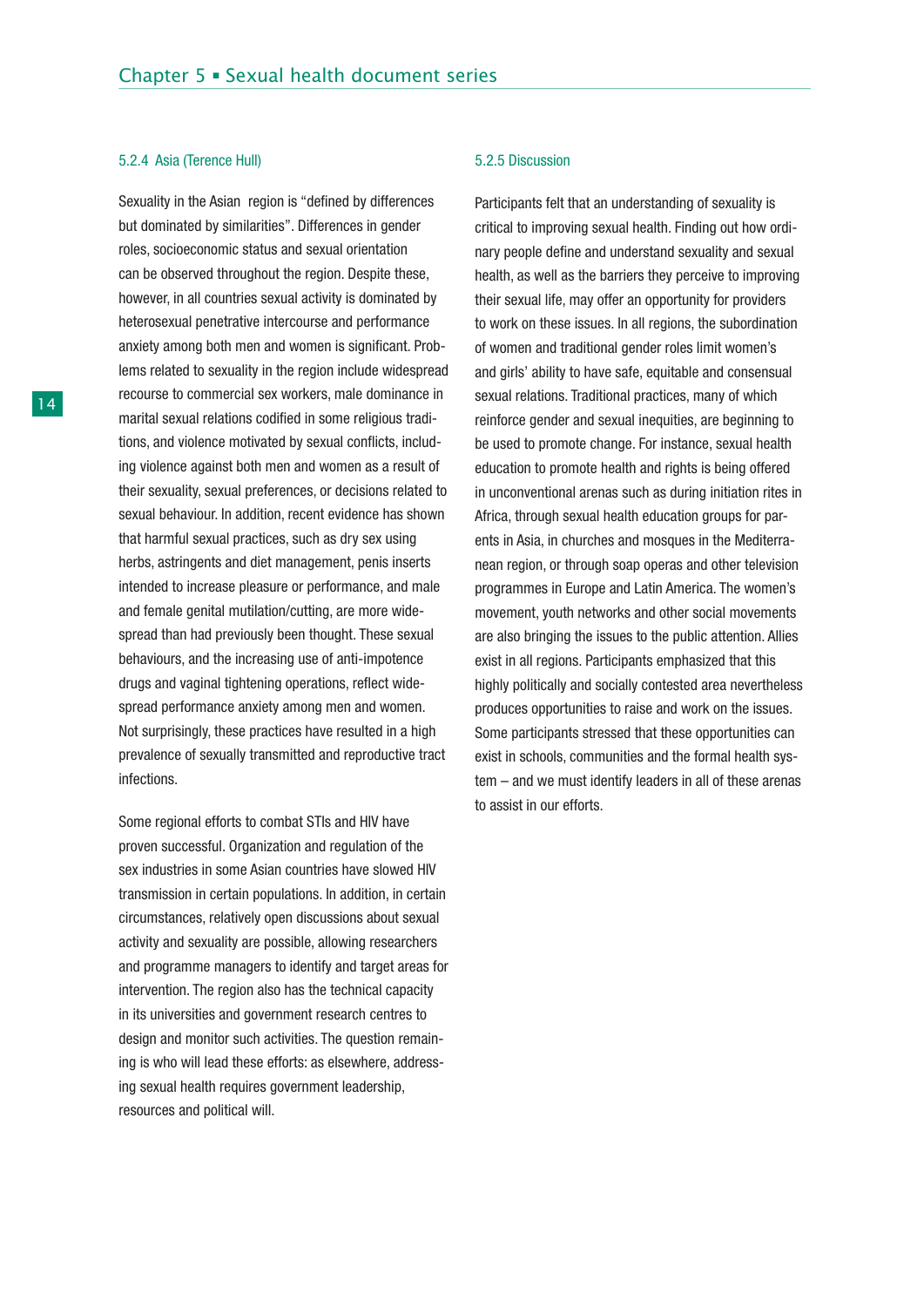### 5.2.4 Asia (Terence Hull)

Sexuality in the Asian region is "defined by differences but dominated by similarities". Differences in gender roles, socioeconomic status and sexual orientation can be observed throughout the region. Despite these, however, in all countries sexual activity is dominated by heterosexual penetrative intercourse and performance anxiety among both men and women is significant. Problems related to sexuality in the region include widespread recourse to commercial sex workers, male dominance in marital sexual relations codified in some religious traditions, and violence motivated by sexual conflicts, including violence against both men and women as a result of their sexuality, sexual preferences, or decisions related to sexual behaviour. In addition, recent evidence has shown that harmful sexual practices, such as dry sex using herbs, astringents and diet management, penis inserts intended to increase pleasure or performance, and male and female genital mutilation/cutting, are more widespread than had previously been thought. These sexual behaviours, and the increasing use of anti-impotence drugs and vaginal tightening operations, reflect widespread performance anxiety among men and women. Not surprisingly, these practices have resulted in a high prevalence of sexually transmitted and reproductive tract infections.

Some regional efforts to combat STIs and HIV have proven successful. Organization and regulation of the sex industries in some Asian countries have slowed HIV transmission in certain populations. In addition, in certain circumstances, relatively open discussions about sexual activity and sexuality are possible, allowing researchers and programme managers to identify and target areas for intervention. The region also has the technical capacity in its universities and government research centres to design and monitor such activities. The question remaining is who will lead these efforts: as elsewhere, addressing sexual health requires government leadership, resources and political will.

### 5.2.5 Discussion

Participants felt that an understanding of sexuality is critical to improving sexual health. Finding out how ordinary people define and understand sexuality and sexual health, as well as the barriers they perceive to improving their sexual life, may offer an opportunity for providers to work on these issues. In all regions, the subordination of women and traditional gender roles limit women's and girls' ability to have safe, equitable and consensual sexual relations. Traditional practices, many of which reinforce gender and sexual inequities, are beginning to be used to promote change. For instance, sexual health education to promote health and rights is being offered in unconventional arenas such as during initiation rites in Africa, through sexual health education groups for parents in Asia, in churches and mosques in the Mediterranean region, or through soap operas and other television programmes in Europe and Latin America. The women's movement, youth networks and other social movements are also bringing the issues to the public attention. Allies exist in all regions. Participants emphasized that this highly politically and socially contested area nevertheless produces opportunities to raise and work on the issues. Some participants stressed that these opportunities can exist in schools, communities and the formal health system – and we must identify leaders in all of these arenas to assist in our efforts.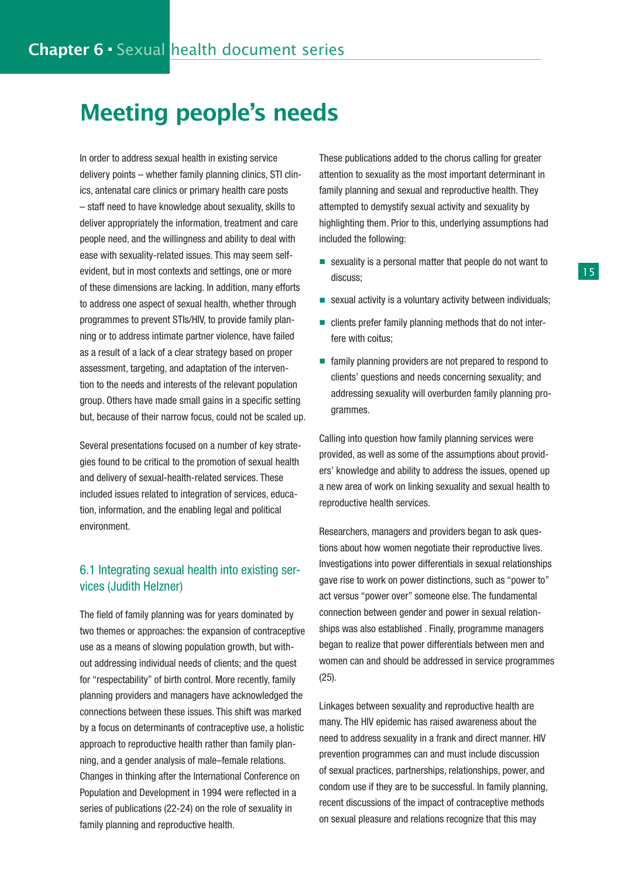# Meeting people's needs

In order to address sexual health in existing service delivery points – whether family planning clinics, STI clinics, antenatal care clinics or primary health care posts – staff need to have knowledge about sexuality, skills to deliver appropriately the information, treatment and care people need, and the willingness and ability to deal with ease with sexuality-related issues. This may seem self-evident, but in most contexts and settings, one or more of these dimensions are lacking. In addition, many efforts to address one aspect of sexual health, whether through programmes to prevent STIs/HIV, to provide family planning or to address intimate partner violence, have failed as a result of a lack of a clear strategy based on proper assessment, targeting, and adaptation of the intervention to the needs and interests of the relevant population group. Others have made small gains in a specific setting but, because of their narrow focus, could not be scaled up.

Several presentations focused on a number of key strategies found to be critical to the promotion of sexual health and delivery of sexual-health-related services. These included issues related to integration of services, education, information, and the enabling legal and political environment.

## 6.1 Integrating sexual health into existing services (Judith Helzner)

The field of family planning was for years dominated by two themes or approaches: the expansion of contraceptive use as a means of slowing population growth, but without addressing individual needs of clients; and the quest for "respectability" of birth control. More recently, family planning providers and managers have acknowledged the connections between these issues. This shift was marked by a focus on determinants of contraceptive use, a holistic approach to reproductive health rather than family planning, and a gender analysis of male–female relations. Changes in thinking after the International Conference on Population and Development in 1994 were reflected in a series of publications (22-24) on the role of sexuality in family planning and reproductive health.

These publications added to the chorus calling for greater attention to sexuality as the most important determinant in family planning and sexual and reproductive health. They attempted to demystify sexual activity and sexuality by highlighting them. Prior to this, underlying assumptions had included the following:

- sexuality is a personal matter that people do not want to discuss;
- sexual activity is a voluntary activity between individuals;
- clients prefer family planning methods that do not interfere with coitus;
- family planning providers are not prepared to respond to clients' questions and needs concerning sexuality; and addressing sexuality will overburden family planning programmes.

Calling into question how family planning services were provided, as well as some of the assumptions about providers' knowledge and ability to address the issues, opened up a new area of work on linking sexuality and sexual health to reproductive health services.

Researchers, managers and providers began to ask questions about how women negotiate their reproductive lives. Investigations into power differentials in sexual relationships gave rise to work on power distinctions, such as "power to" act versus "power over" someone else. The fundamental connection between gender and power in sexual relationships was also established . Finally, programme managers began to realize that power differentials between men and women can and should be addressed in service programmes (25).

Linkages between sexuality and reproductive health are many. The HIV epidemic has raised awareness about the need to address sexuality in a frank and direct manner. HIV prevention programmes can and must include discussion of sexual practices, partnerships, relationships, power, and condom use if they are to be successful. In family planning, recent discussions of the impact of contraceptive methods on sexual pleasure and relations recognize that this may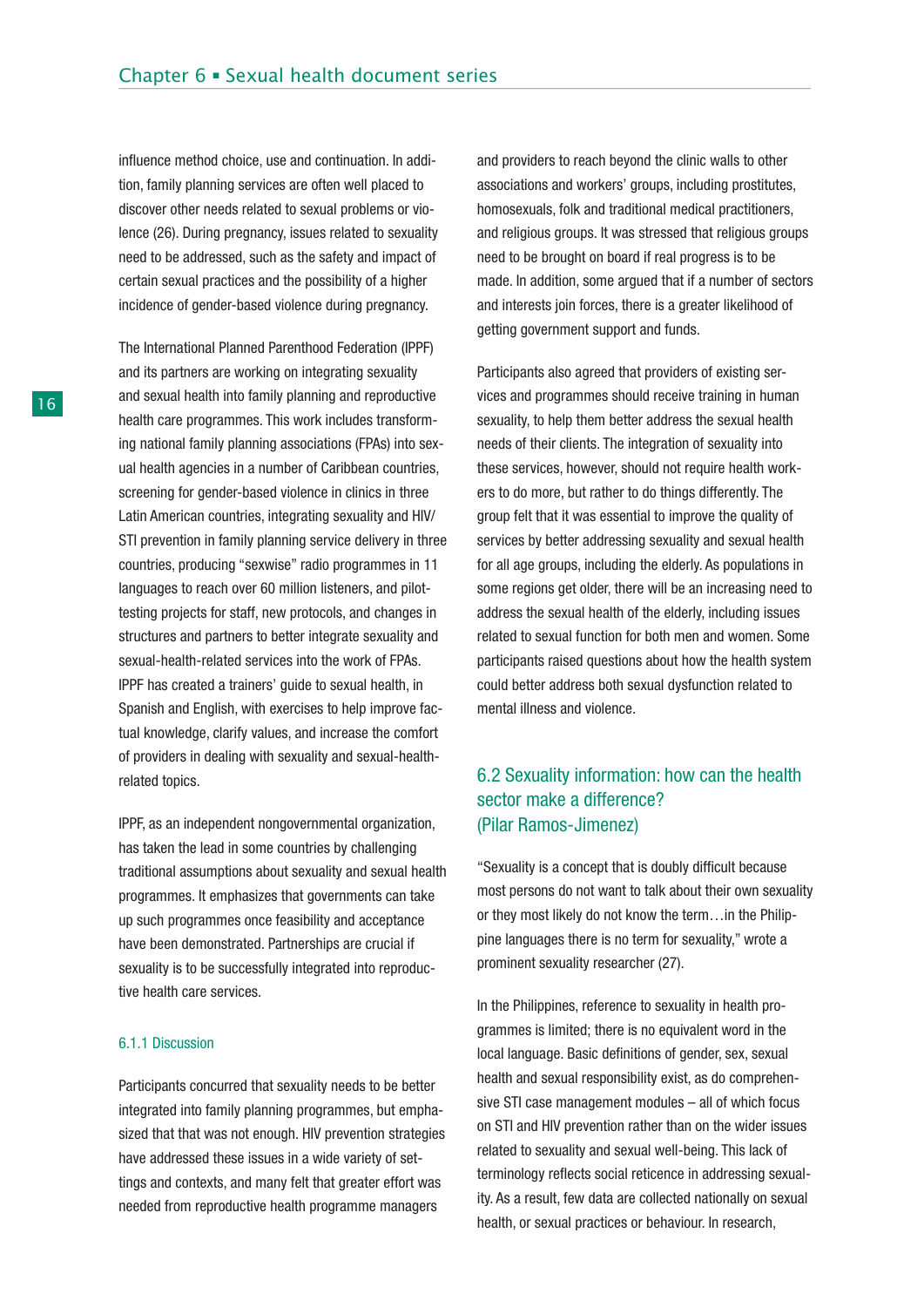influence method choice, use and continuation. In addition, family planning services are often well placed to discover other needs related to sexual problems or violence (26). During pregnancy, issues related to sexuality need to be addressed, such as the safety and impact of certain sexual practices and the possibility of a higher incidence of gender-based violence during pregnancy.

The International Planned Parenthood Federation (IPPF) and its partners are working on integrating sexuality and sexual health into family planning and reproductive health care programmes. This work includes transforming national family planning associations (FPAs) into sexual health agencies in a number of Caribbean countries, screening for gender-based violence in clinics in three Latin American countries, integrating sexuality and HIV/STI prevention in family planning service delivery in three countries, producing "sexwise" radio programmes in 11 languages to reach over 60 million listeners, and pilot-testing projects for staff, new protocols, and changes in structures and partners to better integrate sexuality and sexual-health-related services into the work of FPAs. IPPF has created a trainers' guide to sexual health, in Spanish and English, with exercises to help improve factual knowledge, clarify values, and increase the comfort of providers in dealing with sexuality and sexual-health-related topics.

IPPF, as an independent nongovernmental organization, has taken the lead in some countries by challenging traditional assumptions about sexuality and sexual health programmes. It emphasizes that governments can take up such programmes once feasibility and acceptance have been demonstrated. Partnerships are crucial if sexuality is to be successfully integrated into reproductive health care services.

### 6.1.1 Discussion

Participants concurred that sexuality needs to be better integrated into family planning programmes, but emphasized that that was not enough. HIV prevention strategies have addressed these issues in a wide variety of settings and contexts, and many felt that greater effort was needed from reproductive health programme managers and providers to reach beyond the clinic walls to other associations and workers' groups, including prostitutes, homosexuals, folk and traditional medical practitioners, and religious groups. It was stressed that religious groups need to be brought on board if real progress is to be made. In addition, some argued that if a number of sectors and interests join forces, there is a greater likelihood of getting government support and funds.

Participants also agreed that providers of existing services and programmes should receive training in human sexuality, to help them better address the sexual health needs of their clients. The integration of sexuality into these services, however, should not require health workers to do more, but rather to do things differently. The group felt that it was essential to improve the quality of services by better addressing sexuality and sexual health for all age groups, including the elderly. As populations in some regions get older, there will be an increasing need to address the sexual health of the elderly, including issues related to sexual function for both men and women. Some participants raised questions about how the health system could better address both sexual dysfunction related to mental illness and violence.

## 6.2 Sexuality information: how can the health sector make a difference? (Pilar Ramos-Jimenez)

"Sexuality is a concept that is doubly difficult because most persons do not want to talk about their own sexuality or they most likely do not know the term…in the Philippine languages there is no term for sexuality," wrote a prominent sexuality researcher (27).

In the Philippines, reference to sexuality in health programmes is limited; there is no equivalent word in the local language. Basic definitions of gender, sex, sexual health and sexual responsibility exist, as do comprehensive STI case management modules – all of which focus on STI and HIV prevention rather than on the wider issues related to sexuality and sexual well-being. This lack of terminology reflects social reticence in addressing sexuality. As a result, few data are collected nationally on sexual health, or sexual practices or behaviour. In research,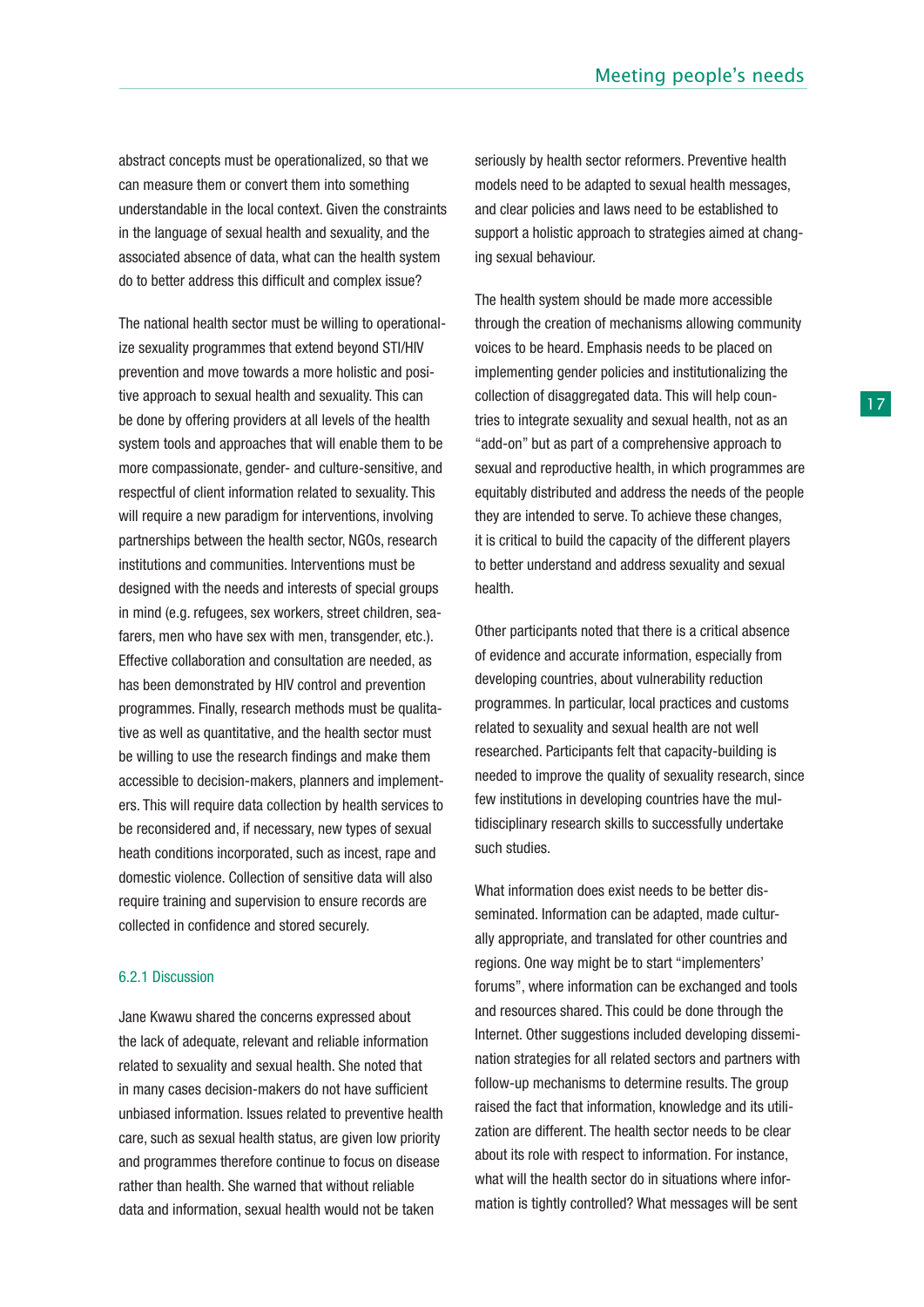abstract concepts must be operationalized, so that we can measure them or convert them into something understandable in the local context. Given the constraints in the language of sexual health and sexuality, and the associated absence of data, what can the health system do to better address this difficult and complex issue?

The national health sector must be willing to operationalize sexuality programmes that extend beyond STI/HIV prevention and move towards a more holistic and positive approach to sexual health and sexuality. This can be done by offering providers at all levels of the health system tools and approaches that will enable them to be more compassionate, gender- and culture-sensitive, and respectful of client information related to sexuality. This will require a new paradigm for interventions, involving partnerships between the health sector, NGOs, research institutions and communities. Interventions must be designed with the needs and interests of special groups in mind (e.g. refugees, sex workers, street children, seafarers, men who have sex with men, transgender, etc.). Effective collaboration and consultation are needed, as has been demonstrated by HIV control and prevention programmes. Finally, research methods must be qualitative as well as quantitative, and the health sector must be willing to use the research findings and make them accessible to decision-makers, planners and implementers. This will require data collection by health services to be reconsidered and, if necessary, new types of sexual heath conditions incorporated, such as incest, rape and domestic violence. Collection of sensitive data will also require training and supervision to ensure records are collected in confidence and stored securely.

### 6.2.1 Discussion

Jane Kwawu shared the concerns expressed about the lack of adequate, relevant and reliable information related to sexuality and sexual health. She noted that in many cases decision-makers do not have sufficient unbiased information. Issues related to preventive health care, such as sexual health status, are given low priority and programmes therefore continue to focus on disease rather than health. She warned that without reliable data and information, sexual health would not be taken seriously by health sector reformers. Preventive health models need to be adapted to sexual health messages, and clear policies and laws need to be established to support a holistic approach to strategies aimed at changing sexual behaviour.

The health system should be made more accessible through the creation of mechanisms allowing community voices to be heard. Emphasis needs to be placed on implementing gender policies and institutionalizing the collection of disaggregated data. This will help countries to integrate sexuality and sexual health, not as an "add-on" but as part of a comprehensive approach to sexual and reproductive health, in which programmes are equitably distributed and address the needs of the people they are intended to serve. To achieve these changes, it is critical to build the capacity of the different players to better understand and address sexuality and sexual health.

Other participants noted that there is a critical absence of evidence and accurate information, especially from developing countries, about vulnerability reduction programmes. In particular, local practices and customs related to sexuality and sexual health are not well researched. Participants felt that capacity-building is needed to improve the quality of sexuality research, since few institutions in developing countries have the multidisciplinary research skills to successfully undertake such studies.

What information does exist needs to be better disseminated. Information can be adapted, made culturally appropriate, and translated for other countries and regions. One way might be to start "implementers' forums", where information can be exchanged and tools and resources shared. This could be done through the Internet. Other suggestions included developing dissemination strategies for all related sectors and partners with follow-up mechanisms to determine results. The group raised the fact that information, knowledge and its utilization are different. The health sector needs to be clear about its role with respect to information. For instance, what will the health sector do in situations where information is tightly controlled? What messages will be sent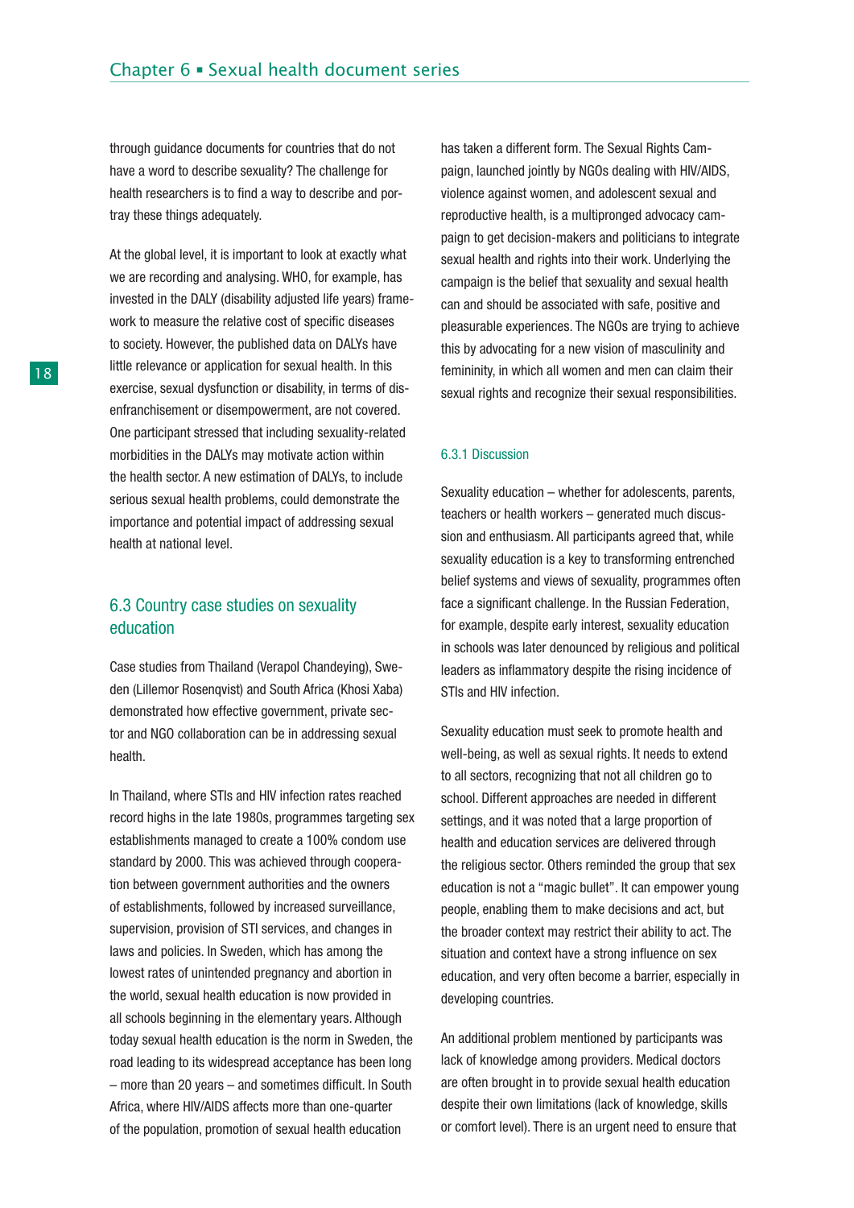through guidance documents for countries that do not have a word to describe sexuality? The challenge for health researchers is to find a way to describe and portray these things adequately.

At the global level, it is important to look at exactly what we are recording and analysing. WHO, for example, has invested in the DALY (disability adjusted life years) framework to measure the relative cost of specific diseases to society. However, the published data on DALYs have little relevance or application for sexual health. In this exercise, sexual dysfunction or disability, in terms of disenfranchisement or disempowerment, are not covered. One participant stressed that including sexuality-related morbidities in the DALYs may motivate action within the health sector. A new estimation of DALYs, to include serious sexual health problems, could demonstrate the importance and potential impact of addressing sexual health at national level.

## 6.3 Country case studies on sexuality education

Case studies from Thailand (Verapol Chandeying), Sweden (Lillemor Rosenqvist) and South Africa (Khosi Xaba) demonstrated how effective government, private sector and NGO collaboration can be in addressing sexual health.

In Thailand, where STIs and HIV infection rates reached record highs in the late 1980s, programmes targeting sex establishments managed to create a 100% condom use standard by 2000. This was achieved through cooperation between government authorities and the owners of establishments, followed by increased surveillance, supervision, provision of STI services, and changes in laws and policies. In Sweden, which has among the lowest rates of unintended pregnancy and abortion in the world, sexual health education is now provided in all schools beginning in the elementary years. Although today sexual health education is the norm in Sweden, the road leading to its widespread acceptance has been long – more than 20 years – and sometimes difficult. In South Africa, where HIV/AIDS affects more than one-quarter of the population, promotion of sexual health education has taken a different form. The Sexual Rights Campaign, launched jointly by NGOs dealing with HIV/AIDS, violence against women, and adolescent sexual and reproductive health, is a multipronged advocacy campaign to get decision-makers and politicians to integrate sexual health and rights into their work. Underlying the campaign is the belief that sexuality and sexual health can and should be associated with safe, positive and pleasurable experiences. The NGOs are trying to achieve this by advocating for a new vision of masculinity and femininity, in which all women and men can claim their sexual rights and recognize their sexual responsibilities.

### 6.3.1 Discussion

Sexuality education – whether for adolescents, parents, teachers or health workers – generated much discussion and enthusiasm. All participants agreed that, while sexuality education is a key to transforming entrenched belief systems and views of sexuality, programmes often face a significant challenge. In the Russian Federation, for example, despite early interest, sexuality education in schools was later denounced by religious and political leaders as inflammatory despite the rising incidence of STIs and HIV infection.

Sexuality education must seek to promote health and well-being, as well as sexual rights. It needs to extend to all sectors, recognizing that not all children go to school. Different approaches are needed in different settings, and it was noted that a large proportion of health and education services are delivered through the religious sector. Others reminded the group that sex education is not a "magic bullet". It can empower young people, enabling them to make decisions and act, but the broader context may restrict their ability to act. The situation and context have a strong influence on sex education, and very often become a barrier, especially in developing countries.

An additional problem mentioned by participants was lack of knowledge among providers. Medical doctors are often brought in to provide sexual health education despite their own limitations (lack of knowledge, skills or comfort level). There is an urgent need to ensure that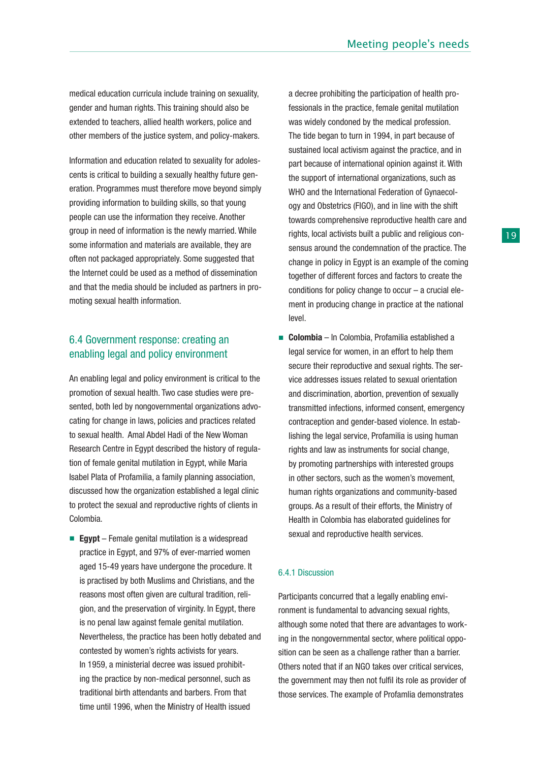medical education curricula include training on sexuality, gender and human rights. This training should also be extended to teachers, allied health workers, police and other members of the justice system, and policy-makers.

Information and education related to sexuality for adolescents is critical to building a sexually healthy future generation. Programmes must therefore move beyond simply providing information to building skills, so that young people can use the information they receive. Another group in need of information is the newly married. While some information and materials are available, they are often not packaged appropriately. Some suggested that the Internet could be used as a method of dissemination and that the media should be included as partners in promoting sexual health information.

## 6.4 Government response: creating an enabling legal and policy environment

An enabling legal and policy environment is critical to the promotion of sexual health. Two case studies were presented, both led by nongovernmental organizations advocating for change in laws, policies and practices related to sexual health. Amal Abdel Hadi of the New Woman Research Centre in Egypt described the history of regulation of female genital mutilation in Egypt, while Maria Isabel Plata of Profamilia, a family planning association, discussed how the organization established a legal clinic to protect the sexual and reproductive rights of clients in Colombia.

- **Egypt** – Female genital mutilation is a widespread practice in Egypt, and 97% of ever-married women aged 15-49 years have undergone the procedure. It is practised by both Muslims and Christians, and the reasons most often given are cultural tradition, religion, and the preservation of virginity. In Egypt, there is no penal law against female genital mutilation. Nevertheless, the practice has been hotly debated and contested by women's rights activists for years. In 1959, a ministerial decree was issued prohibiting the practice by non-medical personnel, such as traditional birth attendants and barbers. From that time until 1996, when the Ministry of Health issued a decree prohibiting the participation of health professionals in the practice, female genital mutilation was widely condoned by the medical profession. The tide began to turn in 1994, in part because of sustained local activism against the practice, and in part because of international opinion against it. With the support of international organizations, such as WHO and the International Federation of Gynaecology and Obstetrics (FIGO), and in line with the shift towards comprehensive reproductive health care and rights, local activists built a public and religious consensus around the condemnation of the practice. The change in policy in Egypt is an example of the coming together of different forces and factors to create the conditions for policy change to occur – a crucial element in producing change in practice at the national level.
- **Colombia** – In Colombia, Profamilia established a legal service for women, in an effort to help them secure their reproductive and sexual rights. The service addresses issues related to sexual orientation and discrimination, abortion, prevention of sexually transmitted infections, informed consent, emergency contraception and gender-based violence. In establishing the legal service, Profamilia is using human rights and law as instruments for social change, by promoting partnerships with interested groups in other sectors, such as the women's movement, human rights organizations and community-based groups. As a result of their efforts, the Ministry of Health in Colombia has elaborated guidelines for sexual and reproductive health services.

### 6.4.1 Discussion

Participants concurred that a legally enabling environment is fundamental to advancing sexual rights, although some noted that there are advantages to working in the nongovernmental sector, where political opposition can be seen as a challenge rather than a barrier. Others noted that if an NGO takes over critical services, the government may then not fulfil its role as provider of those services. The example of Profamlia demonstrates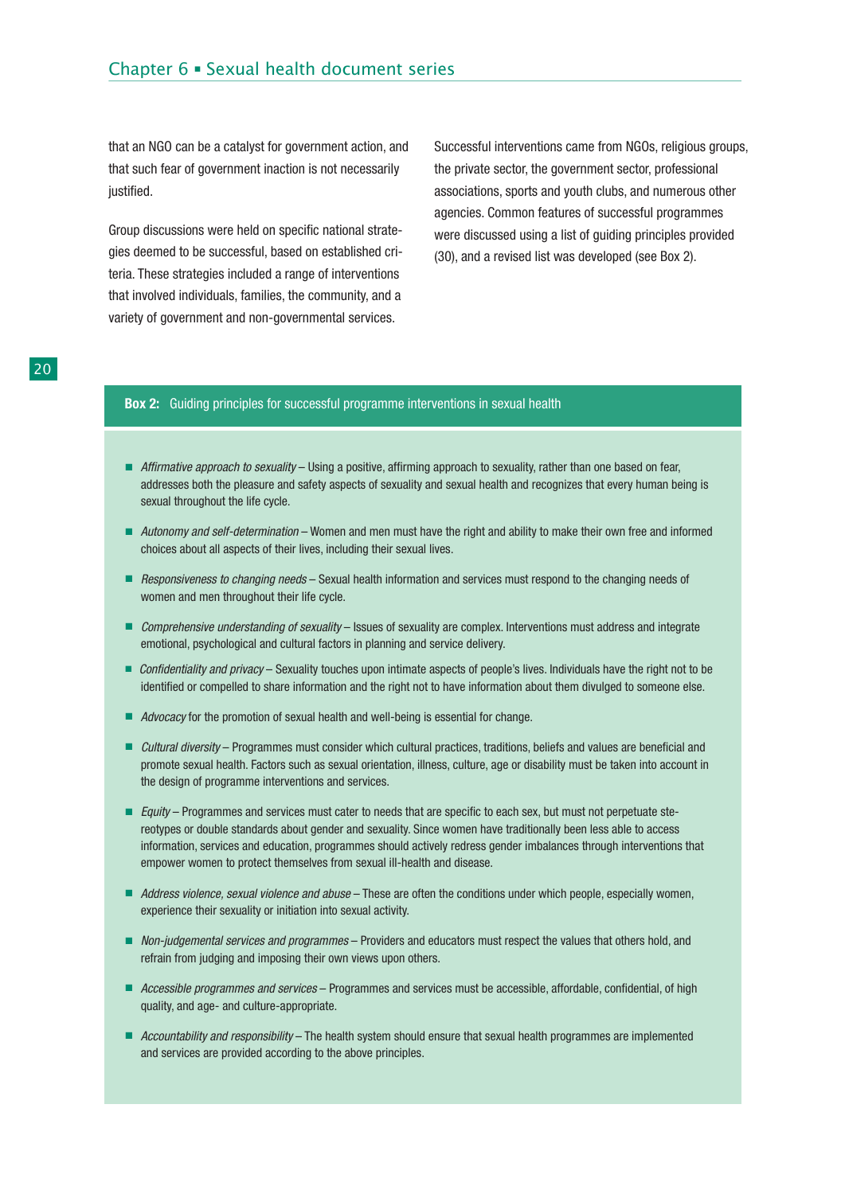that an NGO can be a catalyst for government action, and that such fear of government inaction is not necessarily justified.

Group discussions were held on specific national strategies deemed to be successful, based on established criteria. These strategies included a range of interventions that involved individuals, families, the community, and a variety of government and non-governmental services.

Successful interventions came from NGOs, religious groups, the private sector, the government sector, professional associations, sports and youth clubs, and numerous other agencies. Common features of successful programmes were discussed using a list of guiding principles provided (30), and a revised list was developed (see Box 2).

**Box 2:** Guiding principles for successful programme interventions in sexual health

- *Affirmative approach to sexuality* – Using a positive, affirming approach to sexuality, rather than one based on fear, addresses both the pleasure and safety aspects of sexuality and sexual health and recognizes that every human being is sexual throughout the life cycle.
- *Autonomy and self-determination* – Women and men must have the right and ability to make their own free and informed choices about all aspects of their lives, including their sexual lives.
- *Responsiveness to changing needs* – Sexual health information and services must respond to the changing needs of women and men throughout their life cycle.
- *Comprehensive understanding of sexuality* – Issues of sexuality are complex. Interventions must address and integrate emotional, psychological and cultural factors in planning and service delivery.
- *Confidentiality and privacy* – Sexuality touches upon intimate aspects of people's lives. Individuals have the right not to be identified or compelled to share information and the right not to have information about them divulged to someone else.
- *Advocacy* for the promotion of sexual health and well-being is essential for change.
- *Cultural diversity* – Programmes must consider which cultural practices, traditions, beliefs and values are beneficial and promote sexual health. Factors such as sexual orientation, illness, culture, age or disability must be taken into account in the design of programme interventions and services.
- *Equity* – Programmes and services must cater to needs that are specific to each sex, but must not perpetuate stereotypes or double standards about gender and sexuality. Since women have traditionally been less able to access information, services and education, programmes should actively redress gender imbalances through interventions that empower women to protect themselves from sexual ill-health and disease.
- *Address violence, sexual violence and abuse* – These are often the conditions under which people, especially women, experience their sexuality or initiation into sexual activity.
- *Non-judgemental services and programmes* – Providers and educators must respect the values that others hold, and refrain from judging and imposing their own views upon others.
- *Accessible programmes and services* – Programmes and services must be accessible, affordable, confidential, of high quality, and age- and culture-appropriate.
- *Accountability and responsibility* – The health system should ensure that sexual health programmes are implemented and services are provided according to the above principles.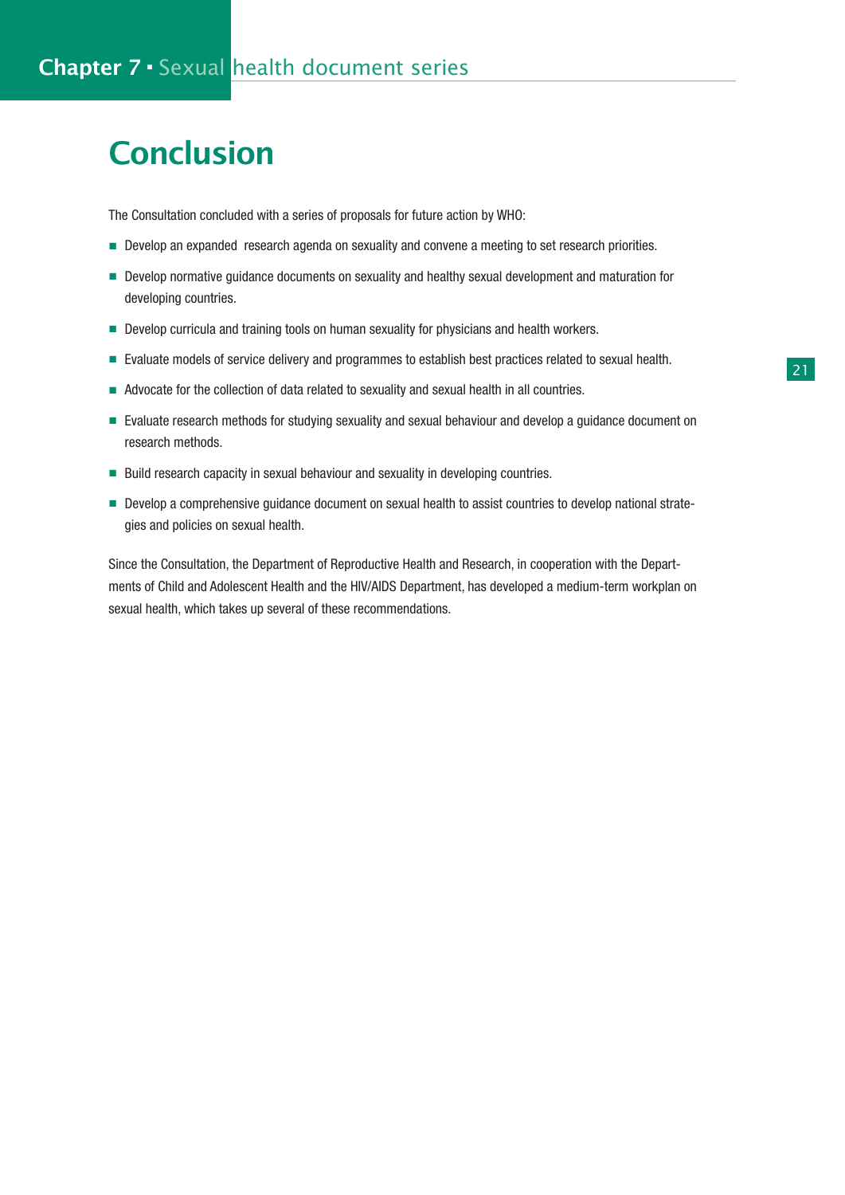# Conclusion

The Consultation concluded with a series of proposals for future action by WHO:

- Develop an expanded research agenda on sexuality and convene a meeting to set research priorities.
- Develop normative guidance documents on sexuality and healthy sexual development and maturation for developing countries.
- Develop curricula and training tools on human sexuality for physicians and health workers.
- Evaluate models of service delivery and programmes to establish best practices related to sexual health.
- Advocate for the collection of data related to sexuality and sexual health in all countries.
- Evaluate research methods for studying sexuality and sexual behaviour and develop a guidance document on research methods.
- Build research capacity in sexual behaviour and sexuality in developing countries.
- Develop a comprehensive guidance document on sexual health to assist countries to develop national strategies and policies on sexual health.

Since the Consultation, the Department of Reproductive Health and Research, in cooperation with the Departments of Child and Adolescent Health and the HIV/AIDS Department, has developed a medium-term workplan on sexual health, which takes up several of these recommendations.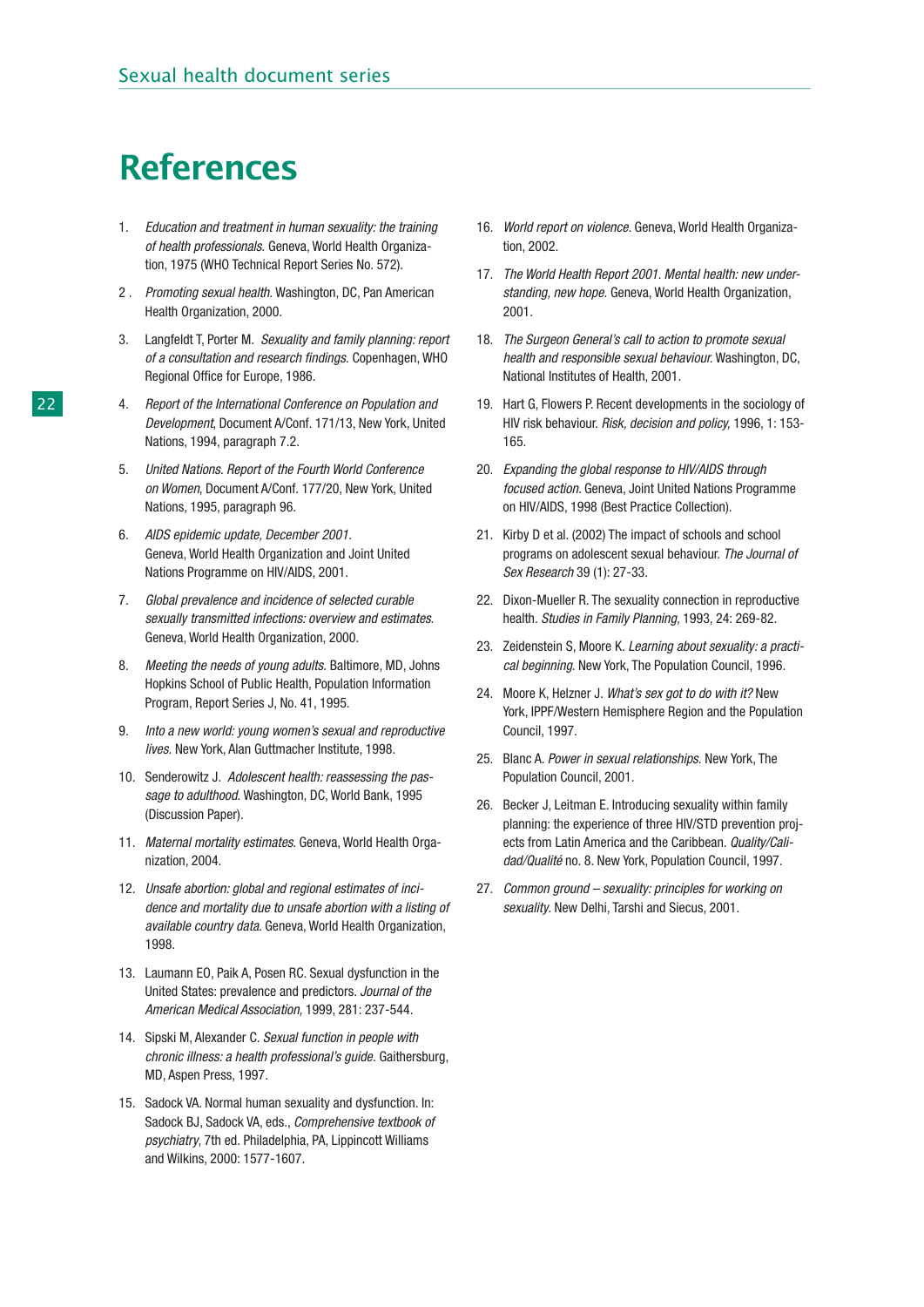# References

1. *Education and treatment in human sexuality: the training of health professionals.* Geneva, World Health Organization, 1975 (WHO Technical Report Series No. 572).
2. *Promoting sexual health.* Washington, DC, Pan American Health Organization, 2000.
3. Langfeldt T, Porter M. *Sexuality and family planning: report of a consultation and research findings.* Copenhagen, WHO Regional Office for Europe, 1986.
4. *Report of the International Conference on Population and Development*, Document A/Conf. 171/13, New York, United Nations, 1994, paragraph 7.2.
5. *United Nations. Report of the Fourth World Conference on Women*, Document A/Conf. 177/20, New York, United Nations, 1995, paragraph 96.
6. *AIDS epidemic update, December 2001.* Geneva, World Health Organization and Joint United Nations Programme on HIV/AIDS, 2001.
7. *Global prevalence and incidence of selected curable sexually transmitted infections: overview and estimates.* Geneva, World Health Organization, 2000.
8. *Meeting the needs of young adults.* Baltimore, MD, Johns Hopkins School of Public Health, Population Information Program, Report Series J, No. 41, 1995.
9. *Into a new world: young women's sexual and reproductive lives.* New York, Alan Guttmacher Institute, 1998.
10. Senderowitz J. *Adolescent health: reassessing the passage to adulthood.* Washington, DC, World Bank, 1995 (Discussion Paper).
11. *Maternal mortality estimates.* Geneva, World Health Organization, 2004.
12. *Unsafe abortion: global and regional estimates of incidence and mortality due to unsafe abortion with a listing of available country data.* Geneva, World Health Organization, 1998.
13. Laumann EO, Paik A, Posen RC. Sexual dysfunction in the United States: prevalence and predictors. *Journal of the American Medical Association,* 1999, 281: 237-544.
14. Sipski M, Alexander C. *Sexual function in people with chronic illness: a health professional's guide.* Gaithersburg, MD, Aspen Press, 1997.
15. Sadock VA. Normal human sexuality and dysfunction. In: Sadock BJ, Sadock VA, eds., *Comprehensive textbook of psychiatry*, 7th ed. Philadelphia, PA, Lippincott Williams and Wilkins, 2000: 1577-1607.
16. *World report on violence.* Geneva, World Health Organization, 2002.
17. *The World Health Report 2001. Mental health: new understanding, new hope.* Geneva, World Health Organization, 2001.
18. *The Surgeon General's call to action to promote sexual health and responsible sexual behaviour.* Washington, DC, National Institutes of Health, 2001.
19. Hart G, Flowers P. Recent developments in the sociology of HIV risk behaviour. *Risk, decision and policy,* 1996, 1: 153-165.
20. *Expanding the global response to HIV/AIDS through focused action.* Geneva, Joint United Nations Programme on HIV/AIDS, 1998 (Best Practice Collection).
21. Kirby D et al. (2002) The impact of schools and school programs on adolescent sexual behaviour. *The Journal of Sex Research* 39 (1): 27-33.
22. Dixon-Mueller R. The sexuality connection in reproductive health. *Studies in Family Planning,* 1993, 24: 269-82.
23. Zeidenstein S, Moore K. *Learning about sexuality: a practical beginning.* New York, The Population Council, 1996.
24. Moore K, Helzner J. *What's sex got to do with it?* New York, IPPF/Western Hemisphere Region and the Population Council, 1997.
25. Blanc A. *Power in sexual relationships.* New York, The Population Council, 2001.
26. Becker J, Leitman E. Introducing sexuality within family planning: the experience of three HIV/STD prevention projects from Latin America and the Caribbean. *Quality/Calidad/Qualité* no. 8. New York, Population Council, 1997.
27. *Common ground – sexuality: principles for working on sexuality.* New Delhi, Tarshi and Siecus, 2001.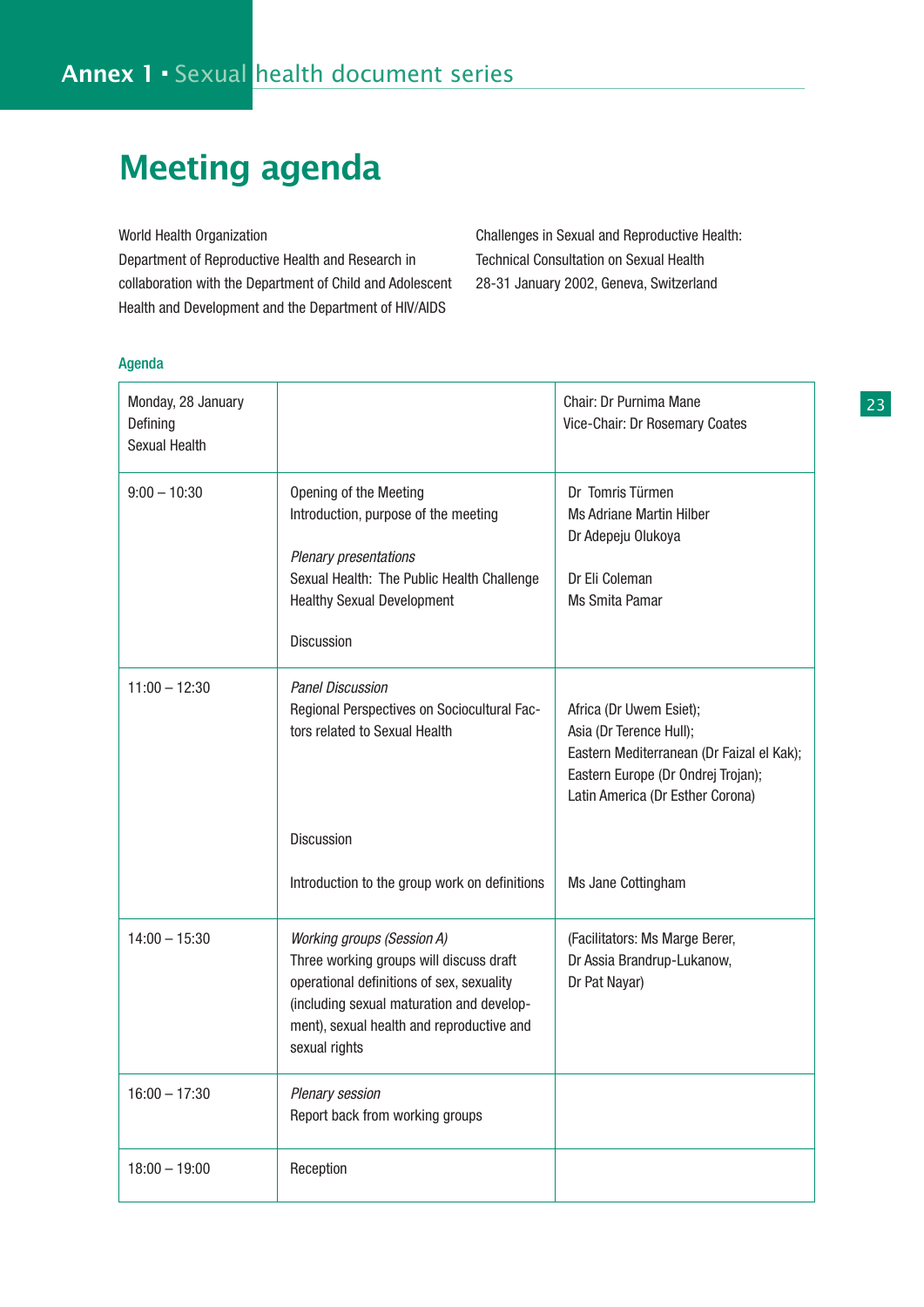# Meeting agenda

World Health Organization
Department of Reproductive Health and Research in collaboration with the Department of Child and Adolescent Health and Development and the Department of HIV/AIDS

Challenges in Sexual and Reproductive Health:
Technical Consultation on Sexual Health
28-31 January 2002, Geneva, Switzerland

### Agenda

| Monday, 28 January<br>Defining<br>Sexual Health | | Chair: Dr Purnima Mane<br>Vice-Chair: Dr Rosemary Coates |
|---|---|---|
| 9:00 – 10:30 | Opening of the Meeting<br>Introduction, purpose of the meeting<br><br>*Plenary presentations*<br>Sexual Health: The Public Health Challenge<br>Healthy Sexual Development<br><br>Discussion | Dr Tomris Türmen<br>Ms Adriane Martin Hilber<br>Dr Adepeju Olukoya<br><br>Dr Eli Coleman<br>Ms Smita Pamar |
| 11:00 – 12:30 | *Panel Discussion*<br>Regional Perspectives on Sociocultural Factors related to Sexual Health<br><br>Discussion<br><br>Introduction to the group work on definitions | Africa (Dr Uwem Esiet);<br>Asia (Dr Terence Hull);<br>Eastern Mediterranean (Dr Faizal el Kak);<br>Eastern Europe (Dr Ondrej Trojan);<br>Latin America (Dr Esther Corona)<br><br>Ms Jane Cottingham |
| 14:00 – 15:30 | *Working groups (Session A)*<br>Three working groups will discuss draft operational definitions of sex, sexuality (including sexual maturation and development), sexual health and reproductive and sexual rights | (Facilitators: Ms Marge Berer,<br>Dr Assia Brandrup-Lukanow,<br>Dr Pat Nayar) |
| 16:00 – 17:30 | *Plenary session*<br>Report back from working groups | |
| 18:00 – 19:00 | Reception | |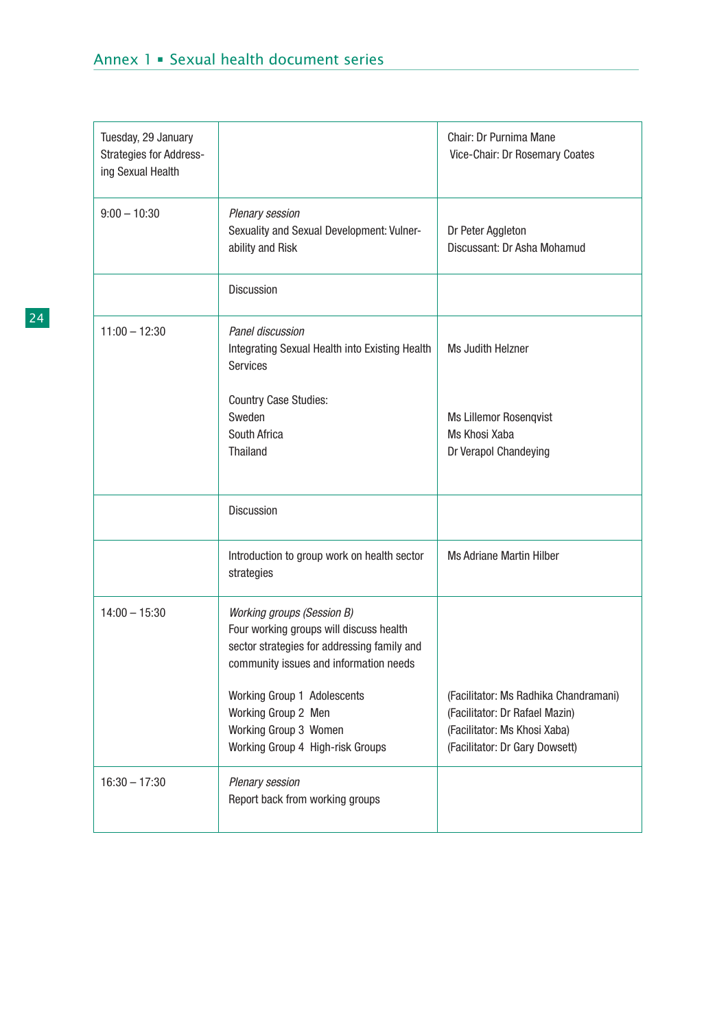| Tuesday, 29 January<br>Strategies for Addressing Sexual Health | | Chair: Dr Purnima Mane<br>Vice-Chair: Dr Rosemary Coates |
|---|---|---|
| 9:00 – 10:30 | *Plenary session*<br>Sexuality and Sexual Development: Vulnerability and Risk | Dr Peter Aggleton<br>Discussant: Dr Asha Mohamud |
| | Discussion | |
| 11:00 – 12:30 | *Panel discussion*<br>Integrating Sexual Health into Existing Health Services<br><br>Country Case Studies:<br>Sweden<br>South Africa<br>Thailand | Ms Judith Helzner<br><br><br>Ms Lillemor Rosenqvist<br>Ms Khosi Xaba<br>Dr Verapol Chandeying |
| | Discussion | |
| | Introduction to group work on health sector strategies | Ms Adriane Martin Hilber |
| 14:00 – 15:30 | *Working groups (Session B)*<br>Four working groups will discuss health sector strategies for addressing family and community issues and information needs<br><br>Working Group 1 Adolescents<br>Working Group 2 Men<br>Working Group 3 Women<br>Working Group 4 High-risk Groups | <br><br><br><br>(Facilitator: Ms Radhika Chandramani)<br>(Facilitator: Dr Rafael Mazin)<br>(Facilitator: Ms Khosi Xaba)<br>(Facilitator: Dr Gary Dowsett) |
| 16:30 – 17:30 | *Plenary session*<br>Report back from working groups | |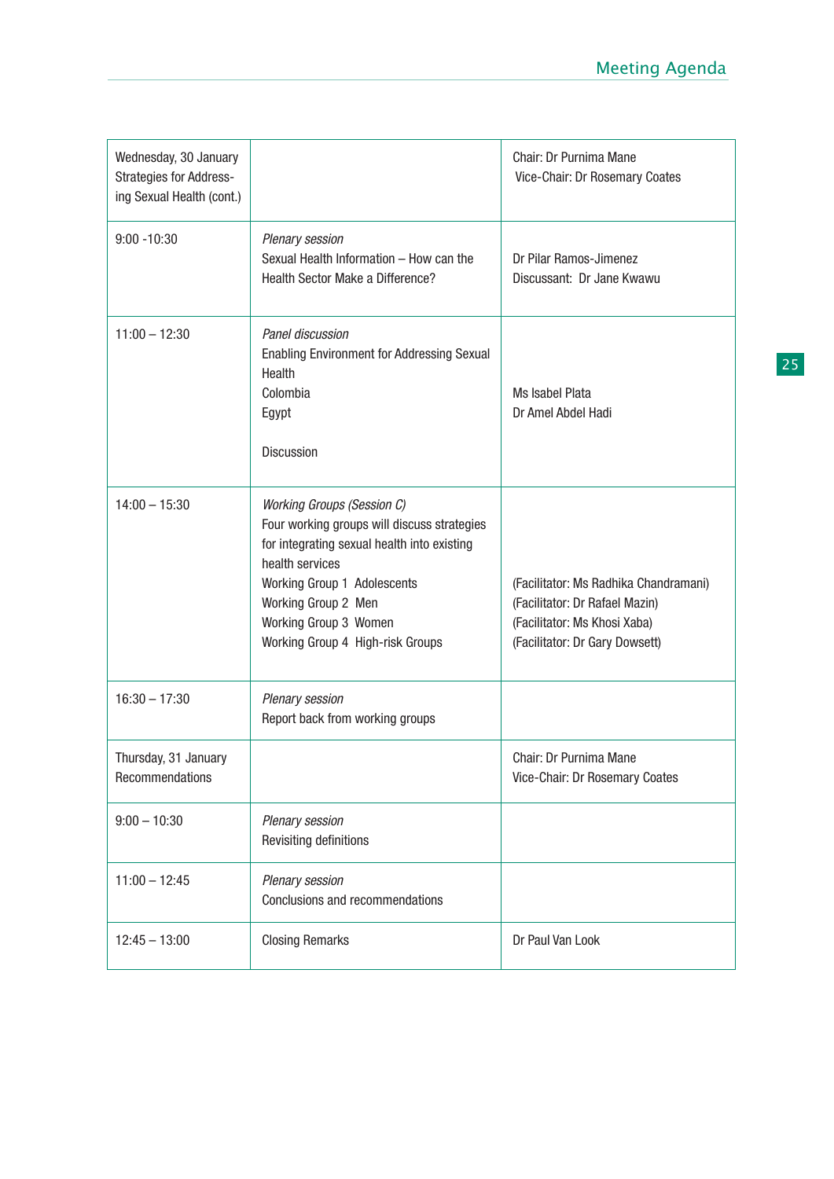| Wednesday, 30 January Strategies for Address-ing Sexual Health (cont.) | | Chair: Dr Purnima Mane<br>Vice-Chair: Dr Rosemary Coates |
|---|---|---|
| 9:00 -10:30 | *Plenary session*<br>Sexual Health Information – How can the Health Sector Make a Difference? | Dr Pilar Ramos-Jimenez<br>Discussant: Dr Jane Kwawu |
| 11:00 – 12:30 | *Panel discussion*<br>Enabling Environment for Addressing Sexual Health<br>Colombia<br>Egypt<br><br>Discussion | <br><br>Ms Isabel Plata<br>Dr Amel Abdel Hadi |
| 14:00 – 15:30 | *Working Groups (Session C)*<br>Four working groups will discuss strategies for integrating sexual health into existing health services<br>Working Group 1 Adolescents<br>Working Group 2 Men<br>Working Group 3 Women<br>Working Group 4 High-risk Groups | <br><br><br>(Facilitator: Ms Radhika Chandramani)<br>(Facilitator: Dr Rafael Mazin)<br>(Facilitator: Ms Khosi Xaba)<br>(Facilitator: Dr Gary Dowsett) |
| 16:30 – 17:30 | *Plenary session*<br>Report back from working groups | |
| Thursday, 31 January Recommendations | | Chair: Dr Purnima Mane<br>Vice-Chair: Dr Rosemary Coates |
| 9:00 – 10:30 | *Plenary session*<br>Revisiting definitions | |
| 11:00 – 12:45 | *Plenary session*<br>Conclusions and recommendations | |
| 12:45 – 13:00 | Closing Remarks | Dr Paul Van Look |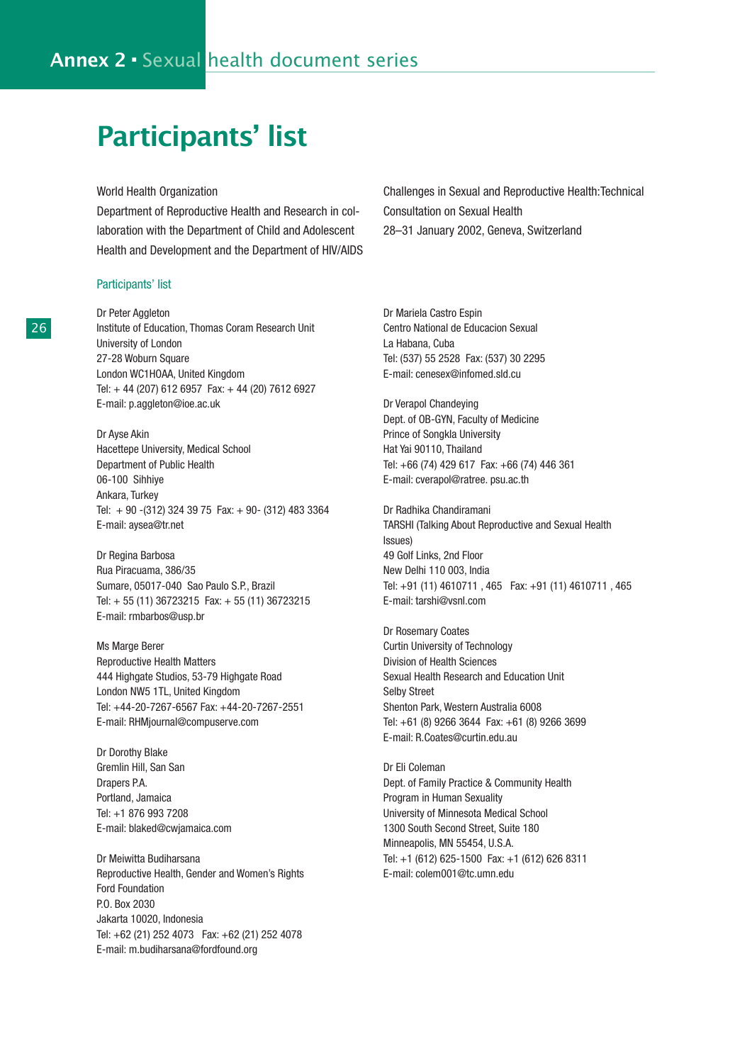# Participants' list

World Health Organization
Department of Reproductive Health and Research in collaboration with the Department of Child and Adolescent Health and Development and the Department of HIV/AIDS

Challenges in Sexual and Reproductive Health:Technical Consultation on Sexual Health
28–31 January 2002, Geneva, Switzerland

## Participants' list

Dr Peter Aggleton
Institute of Education, Thomas Coram Research Unit
University of London
27-28 Woburn Square
London WC1HOAA, United Kingdom
Tel: + 44 (207) 612 6957 Fax: + 44 (20) 7612 6927
E-mail: p.aggleton@ioe.ac.uk

Dr Ayse Akin
Hacettepe University, Medical School
Department of Public Health
06-100 Sihhiye
Ankara, Turkey
Tel: + 90 -(312) 324 39 75 Fax: + 90- (312) 483 3364
E-mail: aysea@tr.net

Dr Regina Barbosa
Rua Piracuama, 386/35
Sumare, 05017-040 Sao Paulo S.P., Brazil
Tel: + 55 (11) 36723215 Fax: + 55 (11) 36723215
E-mail: rmbarbos@usp.br

Ms Marge Berer
Reproductive Health Matters
444 Highgate Studios, 53-79 Highgate Road
London NW5 1TL, United Kingdom
Tel: +44-20-7267-6567 Fax: +44-20-7267-2551
E-mail: RHMjournal@compuserve.com

Dr Dorothy Blake
Gremlin Hill, San San
Drapers P.A.
Portland, Jamaica
Tel: +1 876 993 7208
E-mail: blaked@cwjamaica.com

Dr Meiwitta Budiharsana
Reproductive Health, Gender and Women's Rights
Ford Foundation
P.O. Box 2030
Jakarta 10020, Indonesia
Tel: +62 (21) 252 4073 Fax: +62 (21) 252 4078
E-mail: m.budiharsana@fordfound.org

Dr Mariela Castro Espin
Centro National de Educacion Sexual
La Habana, Cuba
Tel: (537) 55 2528 Fax: (537) 30 2295
E-mail: cenesex@infomed.sld.cu

Dr Verapol Chandeying
Dept. of OB-GYN, Faculty of Medicine
Prince of Songkla University
Hat Yai 90110, Thailand
Tel: +66 (74) 429 617 Fax: +66 (74) 446 361
E-mail: cverapol@ratree. psu.ac.th

Dr Radhika Chandiramani
TARSHI (Talking About Reproductive and Sexual Health Issues)
49 Golf Links, 2nd Floor
New Delhi 110 003, India
Tel: +91 (11) 4610711 , 465 Fax: +91 (11) 4610711 , 465
E-mail: tarshi@vsnl.com

Dr Rosemary Coates
Curtin University of Technology
Division of Health Sciences
Sexual Health Research and Education Unit
Selby Street
Shenton Park, Western Australia 6008
Tel: +61 (8) 9266 3644 Fax: +61 (8) 9266 3699
E-mail: R.Coates@curtin.edu.au

Dr Eli Coleman
Dept. of Family Practice & Community Health
Program in Human Sexuality
University of Minnesota Medical School
1300 South Second Street, Suite 180
Minneapolis, MN 55454, U.S.A.
Tel: +1 (612) 625-1500 Fax: +1 (612) 626 8311
E-mail: colem001@tc.umn.edu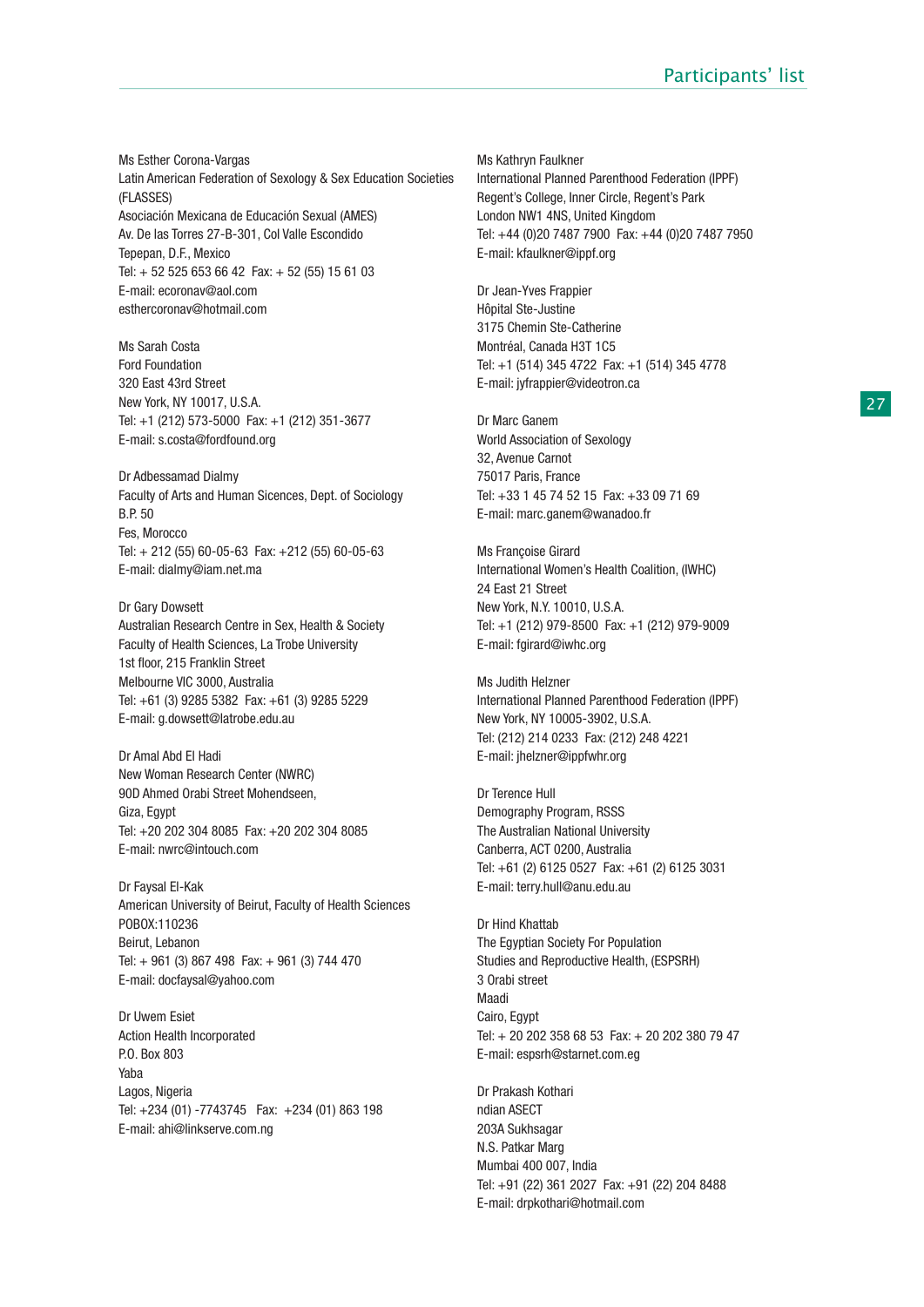Ms Esther Corona-Vargas
Latin American Federation of Sexology & Sex Education Societies (FLASSES)
Asociación Mexicana de Educación Sexual (AMES)
Av. De las Torres 27-B-301, Col Valle Escondido
Tepepan, D.F., Mexico
Tel: + 52 525 653 66 42 Fax: + 52 (55) 15 61 03
E-mail: ecoronav@aol.com
esthercoronav@hotmail.com

Ms Sarah Costa
Ford Foundation
320 East 43rd Street
New York, NY 10017, U.S.A.
Tel: +1 (212) 573-5000 Fax: +1 (212) 351-3677
E-mail: s.costa@fordfound.org

Dr Adbessamad Dialmy
Faculty of Arts and Human Sicences, Dept. of Sociology
B.P. 50
Fes, Morocco
Tel: + 212 (55) 60-05-63 Fax: +212 (55) 60-05-63
E-mail: dialmy@iam.net.ma

Dr Gary Dowsett
Australian Research Centre in Sex, Health & Society
Faculty of Health Sciences, La Trobe University
1st floor, 215 Franklin Street
Melbourne VIC 3000, Australia
Tel: +61 (3) 9285 5382 Fax: +61 (3) 9285 5229
E-mail: g.dowsett@latrobe.edu.au

Dr Amal Abd El Hadi
New Woman Research Center (NWRC)
90D Ahmed Orabi Street Mohendseen,
Giza, Egypt
Tel: +20 202 304 8085 Fax: +20 202 304 8085
E-mail: nwrc@intouch.com

Dr Faysal El-Kak
American University of Beirut, Faculty of Health Sciences
POBOX:110236
Beirut, Lebanon
Tel: + 961 (3) 867 498 Fax: + 961 (3) 744 470
E-mail: docfaysal@yahoo.com

Dr Uwem Esiet
Action Health Incorporated
P.O. Box 803
Yaba
Lagos, Nigeria
Tel: +234 (01) -7743745 Fax: +234 (01) 863 198
E-mail: ahi@linkserve.com.ng

Ms Kathryn Faulkner
International Planned Parenthood Federation (IPPF)
Regent's College, Inner Circle, Regent's Park
London NW1 4NS, United Kingdom
Tel: +44 (0)20 7487 7900 Fax: +44 (0)20 7487 7950
E-mail: kfaulkner@ippf.org

Dr Jean-Yves Frappier
Hôpital Ste-Justine
3175 Chemin Ste-Catherine
Montréal, Canada H3T 1C5
Tel: +1 (514) 345 4722 Fax: +1 (514) 345 4778
E-mail: jyfrappier@videotron.ca

Dr Marc Ganem
World Association of Sexology
32, Avenue Carnot
75017 Paris, France
Tel: +33 1 45 74 52 15 Fax: +33 09 71 69
E-mail: marc.ganem@wanadoo.fr

Ms Françoise Girard
International Women's Health Coalition, (IWHC)
24 East 21 Street
New York, N.Y. 10010, U.S.A.
Tel: +1 (212) 979-8500 Fax: +1 (212) 979-9009
E-mail: fgirard@iwhc.org

Ms Judith Helzner
International Planned Parenthood Federation (IPPF)
New York, NY 10005-3902, U.S.A.
Tel: (212) 214 0233 Fax: (212) 248 4221
E-mail: jhelzner@ippfwhr.org

Dr Terence Hull
Demography Program, RSSS
The Australian National University
Canberra, ACT 0200, Australia
Tel: +61 (2) 6125 0527 Fax: +61 (2) 6125 3031
E-mail: terry.hull@anu.edu.au

Dr Hind Khattab
The Egyptian Society For Population
Studies and Reproductive Health, (ESPSRH)
3 Orabi street
Maadi
Cairo, Egypt
Tel: + 20 202 358 68 53 Fax: + 20 202 380 79 47
E-mail: espsrh@starnet.com.eg

Dr Prakash Kothari
ndian ASECT
203A Sukhsagar
N.S. Patkar Marg
Mumbai 400 007, India
Tel: +91 (22) 361 2027 Fax: +91 (22) 204 8488
E-mail: drpkothari@hotmail.com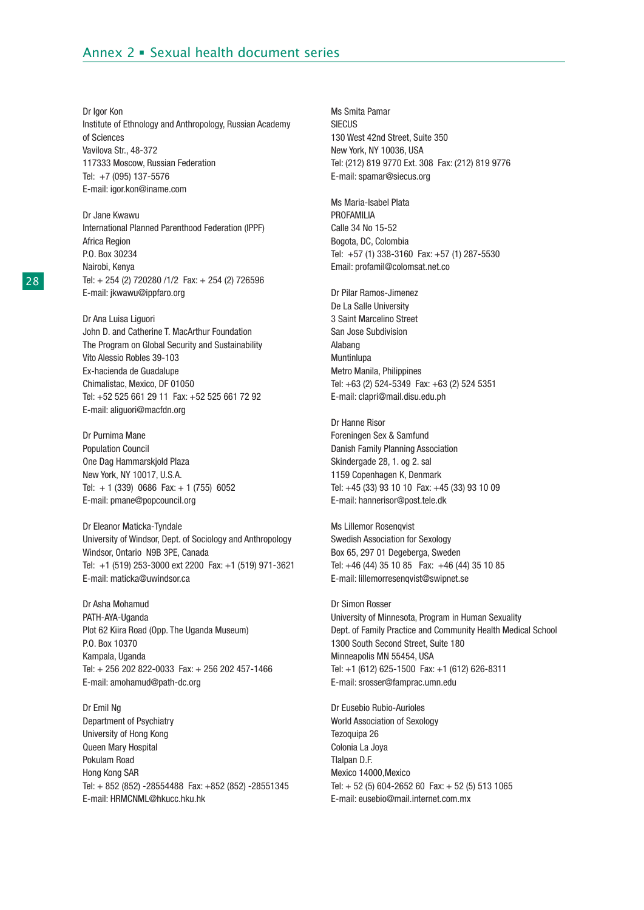Dr Igor Kon
Institute of Ethnology and Anthropology, Russian Academy of Sciences
Vavilova Str., 48-372
117333 Moscow, Russian Federation
Tel: +7 (095) 137-5576
E-mail: igor.kon@iname.com

Dr Jane Kwawu
International Planned Parenthood Federation (IPPF)
Africa Region
P.O. Box 30234
Nairobi, Kenya
Tel: + 254 (2) 720280 /1/2 Fax: + 254 (2) 726596
E-mail: jkwawu@ippfaro.org

Dr Ana Luisa Liguori
John D. and Catherine T. MacArthur Foundation
The Program on Global Security and Sustainability
Vito Alessio Robles 39-103
Ex-hacienda de Guadalupe
Chimalistac, Mexico, DF 01050
Tel: +52 525 661 29 11 Fax: +52 525 661 72 92
E-mail: aliguori@macfdn.org

Dr Purnima Mane
Population Council
One Dag Hammarskjold Plaza
New York, NY 10017, U.S.A.
Tel: + 1 (339) 0686 Fax: + 1 (755) 6052
E-mail: pmane@popcouncil.org

Dr Eleanor Maticka-Tyndale
University of Windsor, Dept. of Sociology and Anthropology
Windsor, Ontario N9B 3PE, Canada
Tel: +1 (519) 253-3000 ext 2200 Fax: +1 (519) 971-3621
E-mail: maticka@uwindsor.ca

Dr Asha Mohamud
PATH-AYA-Uganda
Plot 62 Kiira Road (Opp. The Uganda Museum)
P.O. Box 10370
Kampala, Uganda
Tel: + 256 202 822-0033 Fax: + 256 202 457-1466
E-mail: amohamud@path-dc.org

Dr Emil Ng
Department of Psychiatry
University of Hong Kong
Queen Mary Hospital
Pokulam Road
Hong Kong SAR
Tel: + 852 (852) -28554488 Fax: +852 (852) -28551345
E-mail: HRMCNML@hkucc.hku.hk

Ms Smita Pamar
SIECUS
130 West 42nd Street, Suite 350
New York, NY 10036, USA
Tel: (212) 819 9770 Ext. 308 Fax: (212) 819 9776
E-mail: spamar@siecus.org

Ms Maria-Isabel Plata
PROFAMILIA
Calle 34 No 15-52
Bogota, DC, Colombia
Tel: +57 (1) 338-3160 Fax: +57 (1) 287-5530
Email: profamil@colomsat.net.co

Dr Pilar Ramos-Jimenez
De La Salle University
3 Saint Marcelino Street
San Jose Subdivision
Alabang
Muntinlupa
Metro Manila, Philippines
Tel: +63 (2) 524-5349 Fax: +63 (2) 524 5351
E-mail: clapri@mail.disu.edu.ph

Dr Hanne Risor
Foreningen Sex & Samfund
Danish Family Planning Association
Skindergade 28, 1. og 2. sal
1159 Copenhagen K, Denmark
Tel: +45 (33) 93 10 10 Fax: +45 (33) 93 10 09
E-mail: hannerisor@post.tele.dk

Ms Lillemor Rosenqvist
Swedish Association for Sexology
Box 65, 297 01 Degeberga, Sweden
Tel: +46 (44) 35 10 85 Fax: +46 (44) 35 10 85
E-mail: lillemorresenqvist@swipnet.se

Dr Simon Rosser
University of Minnesota, Program in Human Sexuality
Dept. of Family Practice and Community Health Medical School
1300 South Second Street, Suite 180
Minneapolis MN 55454, USA
Tel: +1 (612) 625-1500 Fax: +1 (612) 626-8311
E-mail: srosser@famprac.umn.edu

Dr Eusebio Rubio-Aurioles
World Association of Sexology
Tezoquipa 26
Colonia La Joya
Tlalpan D.F.
Mexico 14000,Mexico
Tel: + 52 (5) 604-2652 60 Fax: + 52 (5) 513 1065
E-mail: eusebio@mail.internet.com.mx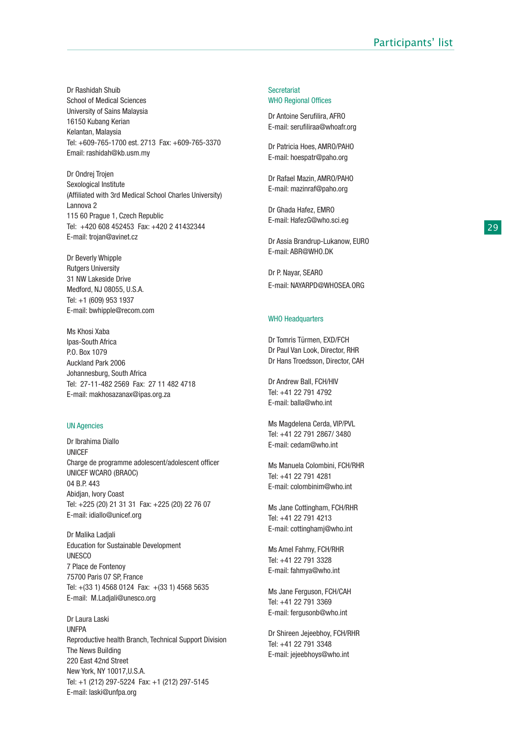Dr Rashidah Shuib
School of Medical Sciences
University of Sains Malaysia
16150 Kubang Kerian
Kelantan, Malaysia
Tel: +609-765-1700 est. 2713 Fax: +609-765-3370
Email: rashidah@kb.usm.my

Dr Ondrej Trojen
Sexological Institute
(Affiliated with 3rd Medical School Charles University)
Lannova 2
115 60 Prague 1, Czech Republic
Tel: +420 608 452453 Fax: +420 2 41432344
E-mail: trojan@avinet.cz

Dr Beverly Whipple
Rutgers University
31 NW Lakeside Drive
Medford, NJ 08055, U.S.A.
Tel: +1 (609) 953 1937
E-mail: bwhipple@recom.com

Ms Khosi Xaba
Ipas-South Africa
P.O. Box 1079
Auckland Park 2006
Johannesburg, South Africa
Tel: 27-11-482 2569 Fax: 27 11 482 4718
E-mail: makhosazanax@ipas.org.za

### UN Agencies

Dr Ibrahima Diallo
UNICEF
Charge de programme adolescent/adolescent officer
UNICEF WCARO (BRAOC)
04 B.P. 443
Abidjan, Ivory Coast
Tel: +225 (20) 21 31 31 Fax: +225 (20) 22 76 07
E-mail: idiallo@unicef.org

Dr Malika Ladjali
Education for Sustainable Development
UNESCO
7 Place de Fontenoy
75700 Paris 07 SP, France
Tel: +(33 1) 4568 0124 Fax: +(33 1) 4568 5635
E-mail: M.Ladjali@unesco.org

Dr Laura Laski
UNFPA
Reproductive health Branch, Technical Support Division
The News Building
220 East 42nd Street
New York, NY 10017,U.S.A.
Tel: +1 (212) 297-5224 Fax: +1 (212) 297-5145
E-mail: laski@unfpa.org

### Secretariat
### WHO Regional Offices

Dr Antoine Serufilira, AFRO
E-mail: serufiliraa@whoafr.org

Dr Patricia Hoes, AMRO/PAHO
E-mail: hoespatr@paho.org

Dr Rafael Mazin, AMRO/PAHO
E-mail: mazinraf@paho.org

Dr Ghada Hafez, EMRO
E-mail: HafezG@who.sci.eg

Dr Assia Brandrup-Lukanow, EURO
E-mail: ABR@WHO.DK

Dr P. Nayar, SEARO
E-mail: NAYARPD@WHOSEA.ORG

### WHO Headquarters

Dr Tomris Türmen, EXD/FCH
Dr Paul Van Look, Director, RHR
Dr Hans Troedsson, Director, CAH

Dr Andrew Ball, FCH/HIV
Tel: +41 22 791 4792
E-mail: balla@who.int

Ms Magdelena Cerda, VIP/PVL
Tel: +41 22 791 2867/ 3480
E-mail: cedam@who.int

Ms Manuela Colombini, FCH/RHR
Tel: +41 22 791 4281
E-mail: colombinim@who.int

Ms Jane Cottingham, FCH/RHR
Tel: +41 22 791 4213
E-mail: cottinghamj@who.int

Ms Amel Fahmy, FCH/RHR
Tel: +41 22 791 3328
E-mail: fahmya@who.int

Ms Jane Ferguson, FCH/CAH
Tel: +41 22 791 3369
E-mail: fergusonb@who.int

Dr Shireen Jejeebhoy, FCH/RHR
Tel: +41 22 791 3348
E-mail: jejeebhoys@who.int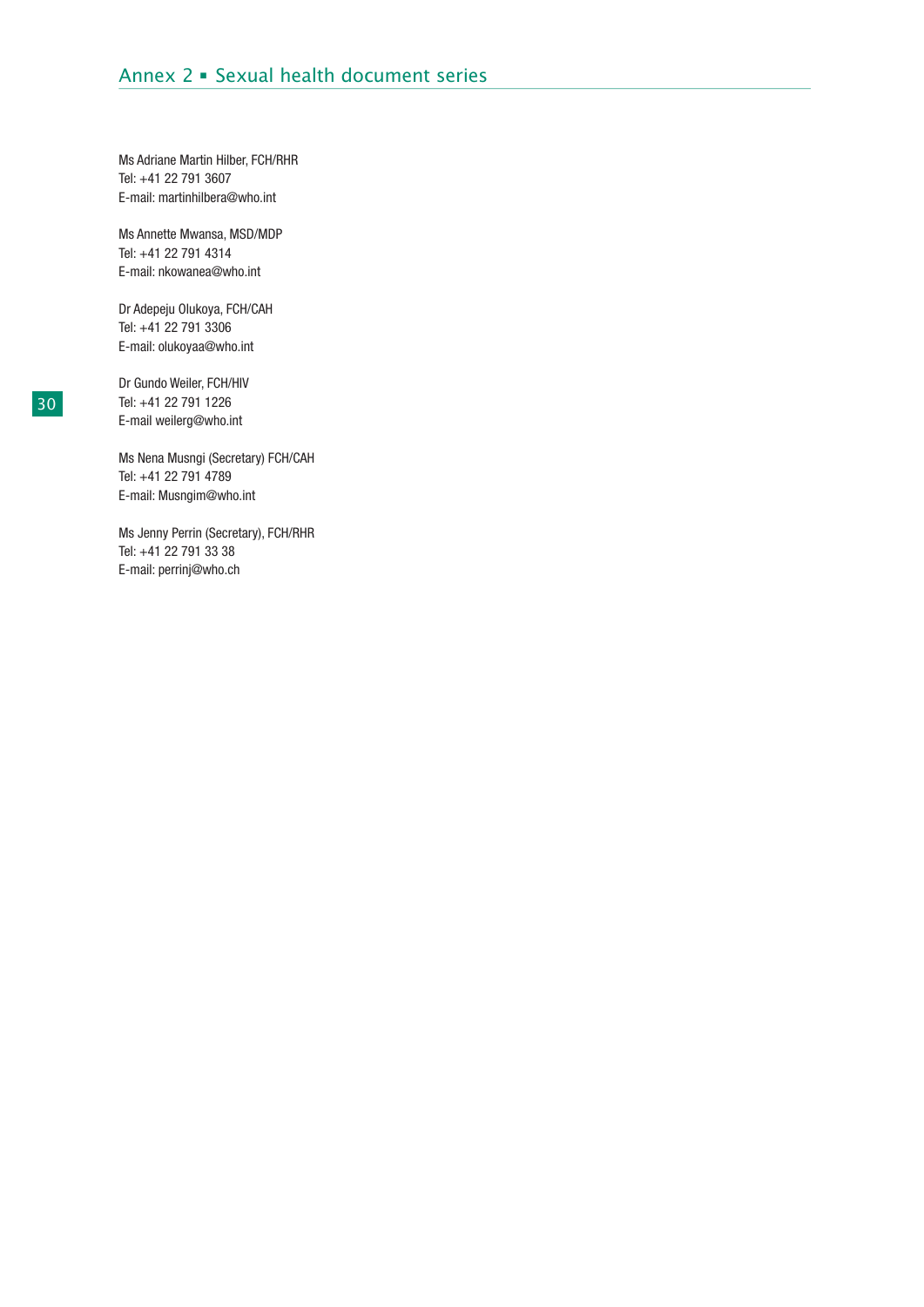Ms Adriane Martin Hilber, FCH/RHR
Tel: +41 22 791 3607
E-mail: martinhilbera@who.int

Ms Annette Mwansa, MSD/MDP
Tel: +41 22 791 4314
E-mail: nkowanea@who.int

Dr Adepeju Olukoya, FCH/CAH
Tel: +41 22 791 3306
E-mail: olukoyaa@who.int

Dr Gundo Weiler, FCH/HIV
Tel: +41 22 791 1226
E-mail weilerg@who.int

Ms Nena Musngi (Secretary) FCH/CAH
Tel: +41 22 791 4789
E-mail: Musngim@who.int

Ms Jenny Perrin (Secretary), FCH/RHR
Tel: +41 22 791 33 38
E-mail: perrinj@who.ch